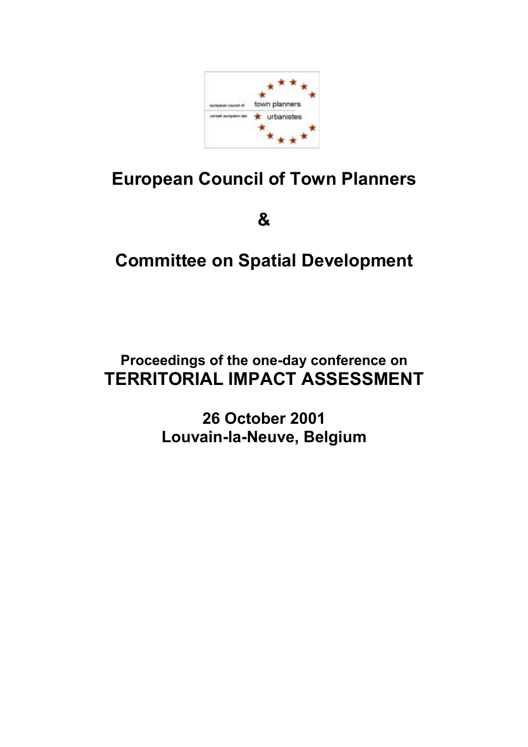# European Council of Town Planners

# &

# Committee on Spatial Development

**Proceedings of the one-day conference on**

## TERRITORIAL IMPACT ASSESSMENT

**26 October 2001**
**Louvain-la-Neuve, Belgium**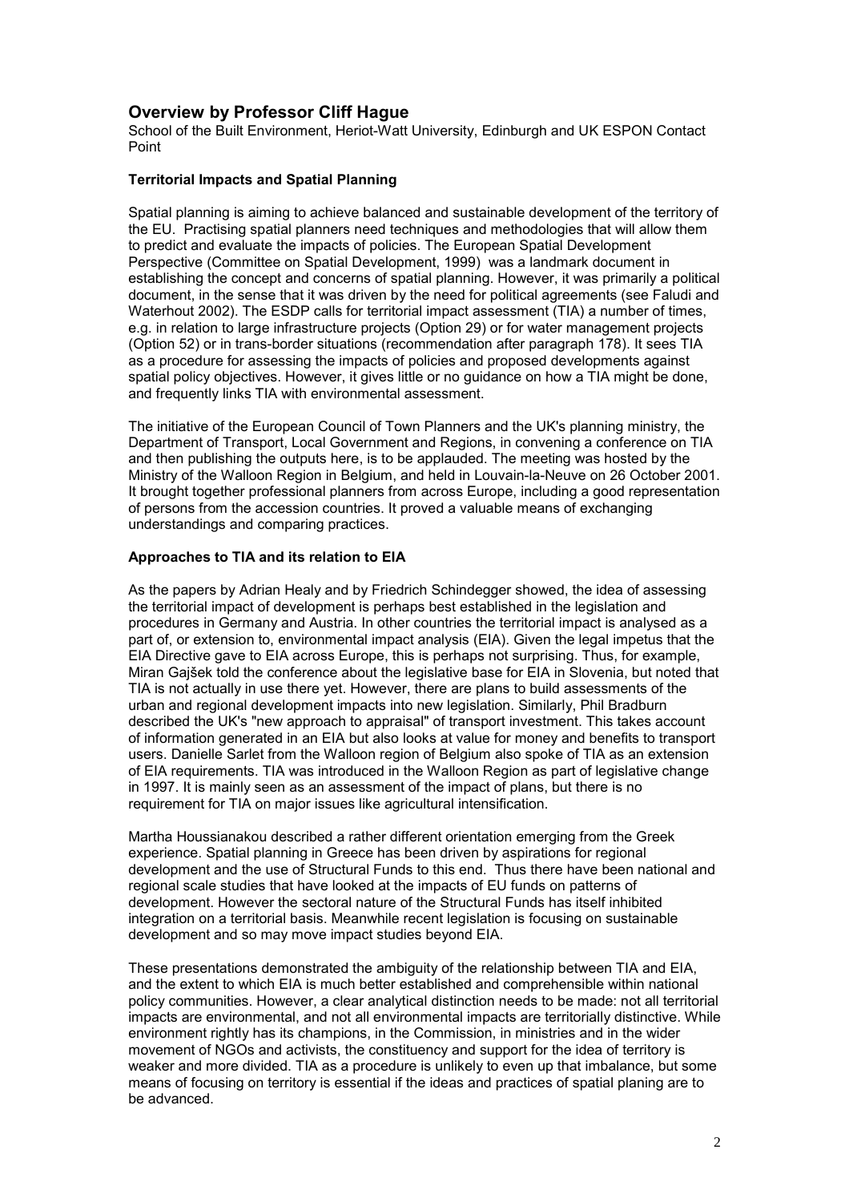## Overview by Professor Cliff Hague

School of the Built Environment, Heriot-Watt University, Edinburgh and UK ESPON Contact Point

### Territorial Impacts and Spatial Planning

Spatial planning is aiming to achieve balanced and sustainable development of the territory of the EU. Practising spatial planners need techniques and methodologies that will allow them to predict and evaluate the impacts of policies. The European Spatial Development Perspective (Committee on Spatial Development, 1999) was a landmark document in establishing the concept and concerns of spatial planning. However, it was primarily a political document, in the sense that it was driven by the need for political agreements (see Faludi and Waterhout 2002). The ESDP calls for territorial impact assessment (TIA) a number of times, e.g. in relation to large infrastructure projects (Option 29) or for water management projects (Option 52) or in trans-border situations (recommendation after paragraph 178). It sees TIA as a procedure for assessing the impacts of policies and proposed developments against spatial policy objectives. However, it gives little or no guidance on how a TIA might be done, and frequently links TIA with environmental assessment.

The initiative of the European Council of Town Planners and the UK's planning ministry, the Department of Transport, Local Government and Regions, in convening a conference on TIA and then publishing the outputs here, is to be applauded. The meeting was hosted by the Ministry of the Walloon Region in Belgium, and held in Louvain-la-Neuve on 26 October 2001. It brought together professional planners from across Europe, including a good representation of persons from the accession countries. It proved a valuable means of exchanging understandings and comparing practices.

### Approaches to TIA and its relation to EIA

As the papers by Adrian Healy and by Friedrich Schindegger showed, the idea of assessing the territorial impact of development is perhaps best established in the legislation and procedures in Germany and Austria. In other countries the territorial impact is analysed as a part of, or extension to, environmental impact analysis (EIA). Given the legal impetus that the EIA Directive gave to EIA across Europe, this is perhaps not surprising. Thus, for example, Miran Gajšek told the conference about the legislative base for EIA in Slovenia, but noted that TIA is not actually in use there yet. However, there are plans to build assessments of the urban and regional development impacts into new legislation. Similarly, Phil Bradburn described the UK's "new approach to appraisal" of transport investment. This takes account of information generated in an EIA but also looks at value for money and benefits to transport users. Danielle Sarlet from the Walloon region of Belgium also spoke of TIA as an extension of EIA requirements. TIA was introduced in the Walloon Region as part of legislative change in 1997. It is mainly seen as an assessment of the impact of plans, but there is no requirement for TIA on major issues like agricultural intensification.

Martha Houssianakou described a rather different orientation emerging from the Greek experience. Spatial planning in Greece has been driven by aspirations for regional development and the use of Structural Funds to this end. Thus there have been national and regional scale studies that have looked at the impacts of EU funds on patterns of development. However the sectoral nature of the Structural Funds has itself inhibited integration on a territorial basis. Meanwhile recent legislation is focusing on sustainable development and so may move impact studies beyond EIA.

These presentations demonstrated the ambiguity of the relationship between TIA and EIA, and the extent to which EIA is much better established and comprehensible within national policy communities. However, a clear analytical distinction needs to be made: not all territorial impacts are environmental, and not all environmental impacts are territorially distinctive. While environment rightly has its champions, in the Commission, in ministries and in the wider movement of NGOs and activists, the constituency and support for the idea of territory is weaker and more divided. TIA as a procedure is unlikely to even up that imbalance, but some means of focusing on territory is essential if the ideas and practices of spatial planing are to be advanced.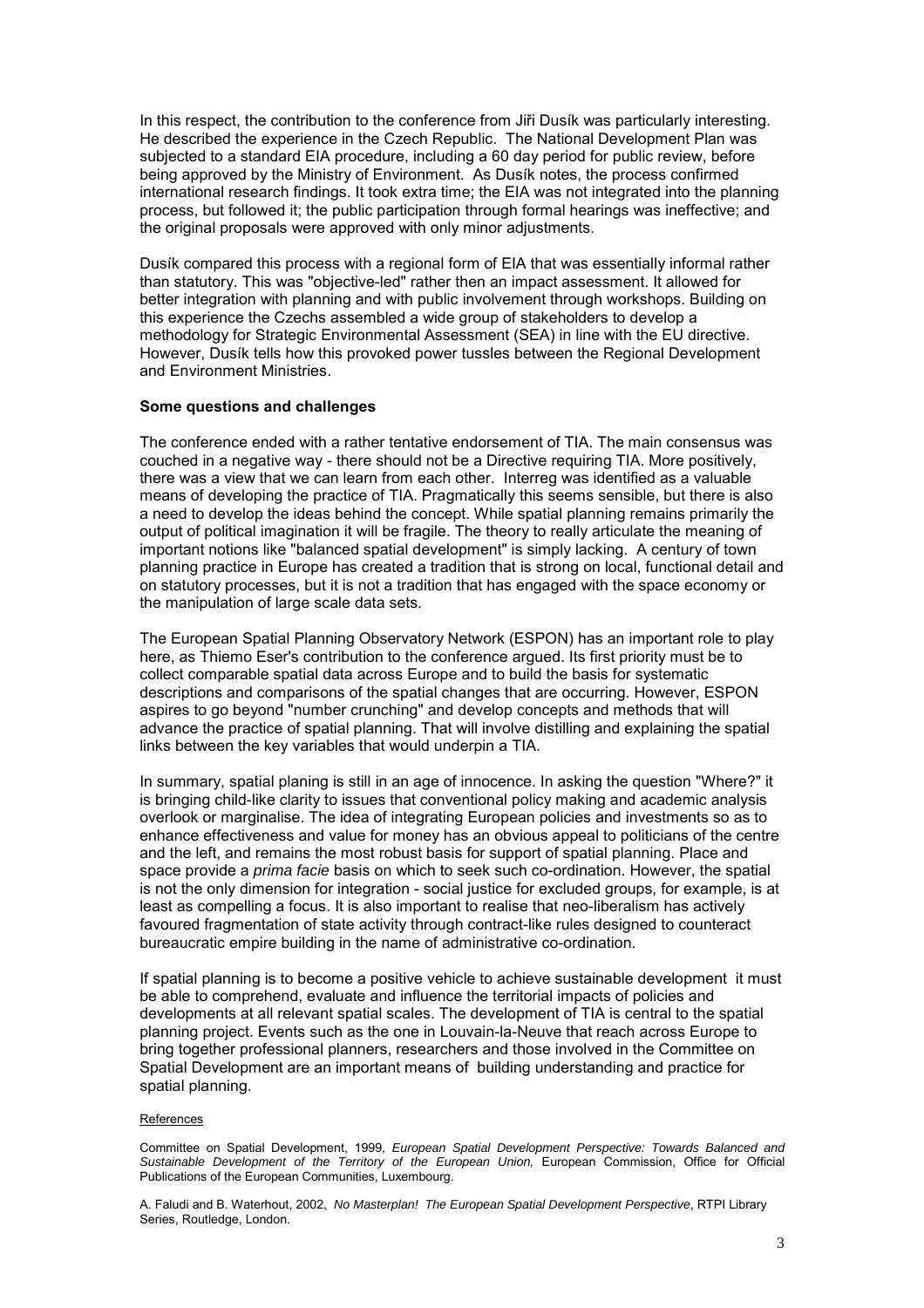In this respect, the contribution to the conference from Jiři Dusík was particularly interesting. He described the experience in the Czech Republic. The National Development Plan was subjected to a standard EIA procedure, including a 60 day period for public review, before being approved by the Ministry of Environment. As Dusík notes, the process confirmed international research findings. It took extra time; the EIA was not integrated into the planning process, but followed it; the public participation through formal hearings was ineffective; and the original proposals were approved with only minor adjustments.

Dusík compared this process with a regional form of EIA that was essentially informal rather than statutory. This was "objective-led" rather then an impact assessment. It allowed for better integration with planning and with public involvement through workshops. Building on this experience the Czechs assembled a wide group of stakeholders to develop a methodology for Strategic Environmental Assessment (SEA) in line with the EU directive. However, Dusík tells how this provoked power tussles between the Regional Development and Environment Ministries.

**Some questions and challenges**

The conference ended with a rather tentative endorsement of TIA. The main consensus was couched in a negative way - there should not be a Directive requiring TIA. More positively, there was a view that we can learn from each other. Interreg was identified as a valuable means of developing the practice of TIA. Pragmatically this seems sensible, but there is also a need to develop the ideas behind the concept. While spatial planning remains primarily the output of political imagination it will be fragile. The theory to really articulate the meaning of important notions like "balanced spatial development" is simply lacking. A century of town planning practice in Europe has created a tradition that is strong on local, functional detail and on statutory processes, but it is not a tradition that has engaged with the space economy or the manipulation of large scale data sets.

The European Spatial Planning Observatory Network (ESPON) has an important role to play here, as Thiemo Eser's contribution to the conference argued. Its first priority must be to collect comparable spatial data across Europe and to build the basis for systematic descriptions and comparisons of the spatial changes that are occurring. However, ESPON aspires to go beyond "number crunching" and develop concepts and methods that will advance the practice of spatial planning. That will involve distilling and explaining the spatial links between the key variables that would underpin a TIA.

In summary, spatial planing is still in an age of innocence. In asking the question "Where?" it is bringing child-like clarity to issues that conventional policy making and academic analysis overlook or marginalise. The idea of integrating European policies and investments so as to enhance effectiveness and value for money has an obvious appeal to politicians of the centre and the left, and remains the most robust basis for support of spatial planning. Place and space provide a *prima facie* basis on which to seek such co-ordination. However, the spatial is not the only dimension for integration - social justice for excluded groups, for example, is at least as compelling a focus. It is also important to realise that neo-liberalism has actively favoured fragmentation of state activity through contract-like rules designed to counteract bureaucratic empire building in the name of administrative co-ordination.

If spatial planning is to become a positive vehicle to achieve sustainable development it must be able to comprehend, evaluate and influence the territorial impacts of policies and developments at all relevant spatial scales. The development of TIA is central to the spatial planning project. Events such as the one in Louvain-la-Neuve that reach across Europe to bring together professional planners, researchers and those involved in the Committee on Spatial Development are an important means of building understanding and practice for spatial planning.

References

Committee on Spatial Development, 1999, *European Spatial Development Perspective: Towards Balanced and Sustainable Development of the Territory of the European Union,* European Commission, Office for Official Publications of the European Communities, Luxembourg.

A. Faludi and B. Waterhout, 2002, *No Masterplan! The European Spatial Development Perspective*, RTPI Library Series, Routledge, London.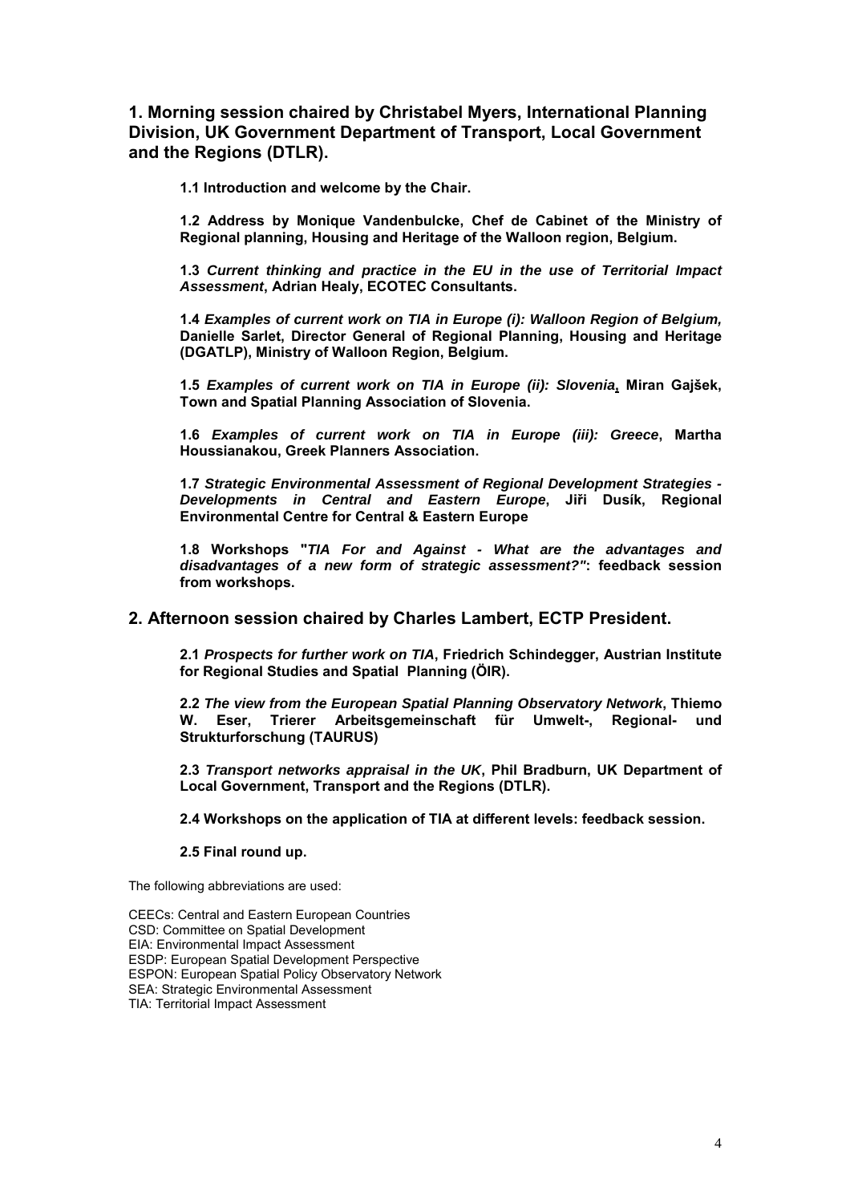## 1. Morning session chaired by Christabel Myers, International Planning Division, UK Government Department of Transport, Local Government and the Regions (DTLR).

**1.1 Introduction and welcome by the Chair.**

**1.2 Address by Monique Vandenbulcke, Chef de Cabinet of the Ministry of Regional planning, Housing and Heritage of the Walloon region, Belgium.**

**1.3** ***Current thinking and practice in the EU in the use of Territorial Impact Assessment*****, Adrian Healy, ECOTEC Consultants.**

**1.4** ***Examples of current work on TIA in Europe (i): Walloon Region of Belgium,*** **Danielle Sarlet, Director General of Regional Planning, Housing and Heritage (DGATLP), Ministry of Walloon Region, Belgium.**

**1.5** ***Examples of current work on TIA in Europe (ii): Slovenia*****, Miran Gajšek, Town and Spatial Planning Association of Slovenia.**

**1.6** ***Examples of current work on TIA in Europe (iii): Greece*****, Martha Houssianakou, Greek Planners Association.**

**1.7** ***Strategic Environmental Assessment of Regional Development Strategies - Developments in Central and Eastern Europe*****, Jiři Dusík, Regional Environmental Centre for Central & Eastern Europe**

**1.8 Workshops "*****TIA For and Against - What are the advantages and disadvantages of a new form of strategic assessment?"*****: feedback session from workshops.**

## 2. Afternoon session chaired by Charles Lambert, ECTP President.

**2.1** ***Prospects for further work on TIA*****, Friedrich Schindegger, Austrian Institute for Regional Studies and Spatial Planning (ÖIR).**

**2.2** ***The view from the European Spatial Planning Observatory Network*****, Thiemo W. Eser, Trierer Arbeitsgemeinschaft für Umwelt-, Regional- und Strukturforschung (TAURUS)**

**2.3** ***Transport networks appraisal in the UK*****, Phil Bradburn, UK Department of Local Government, Transport and the Regions (DTLR).**

**2.4 Workshops on the application of TIA at different levels: feedback session.**

**2.5 Final round up.**

The following abbreviations are used:

CEECs: Central and Eastern European Countries
CSD: Committee on Spatial Development
EIA: Environmental Impact Assessment
ESDP: European Spatial Development Perspective
ESPON: European Spatial Policy Observatory Network
SEA: Strategic Environmental Assessment
TIA: Territorial Impact Assessment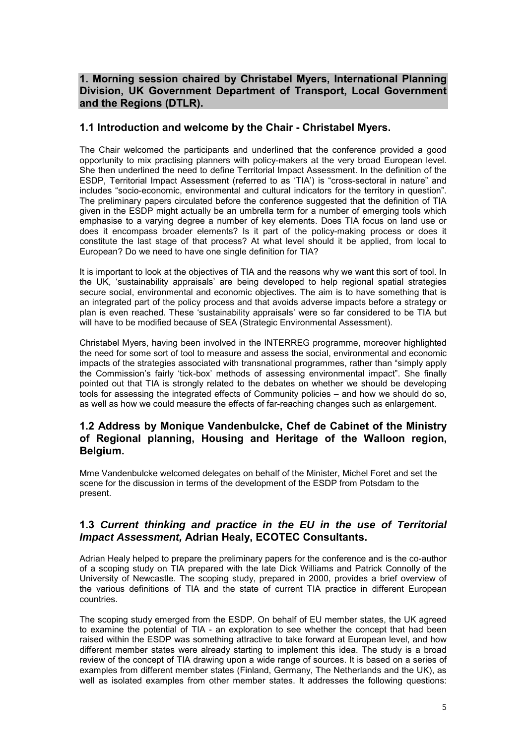## 1. Morning session chaired by Christabel Myers, International Planning Division, UK Government Department of Transport, Local Government and the Regions (DTLR).

### 1.1 Introduction and welcome by the Chair - Christabel Myers.

The Chair welcomed the participants and underlined that the conference provided a good opportunity to mix practising planners with policy-makers at the very broad European level. She then underlined the need to define Territorial Impact Assessment. In the definition of the ESDP, Territorial Impact Assessment (referred to as 'TIA') is "cross-sectoral in nature" and includes "socio-economic, environmental and cultural indicators for the territory in question". The preliminary papers circulated before the conference suggested that the definition of TIA given in the ESDP might actually be an umbrella term for a number of emerging tools which emphasise to a varying degree a number of key elements. Does TIA focus on land use or does it encompass broader elements? Is it part of the policy-making process or does it constitute the last stage of that process? At what level should it be applied, from local to European? Do we need to have one single definition for TIA?

It is important to look at the objectives of TIA and the reasons why we want this sort of tool. In the UK, 'sustainability appraisals' are being developed to help regional spatial strategies secure social, environmental and economic objectives. The aim is to have something that is an integrated part of the policy process and that avoids adverse impacts before a strategy or plan is even reached. These 'sustainability appraisals' were so far considered to be TIA but will have to be modified because of SEA (Strategic Environmental Assessment).

Christabel Myers, having been involved in the INTERREG programme, moreover highlighted the need for some sort of tool to measure and assess the social, environmental and economic impacts of the strategies associated with transnational programmes, rather than "simply apply the Commission's fairly 'tick-box' methods of assessing environmental impact". She finally pointed out that TIA is strongly related to the debates on whether we should be developing tools for assessing the integrated effects of Community policies – and how we should do so, as well as how we could measure the effects of far-reaching changes such as enlargement.

### 1.2 Address by Monique Vandenbulcke, Chef de Cabinet of the Ministry of Regional planning, Housing and Heritage of the Walloon region, Belgium.

Mme Vandenbulcke welcomed delegates on behalf of the Minister, Michel Foret and set the scene for the discussion in terms of the development of the ESDP from Potsdam to the present.

### 1.3 *Current thinking and practice in the EU in the use of Territorial Impact Assessment,* Adrian Healy, ECOTEC Consultants.

Adrian Healy helped to prepare the preliminary papers for the conference and is the co-author of a scoping study on TIA prepared with the late Dick Williams and Patrick Connolly of the University of Newcastle. The scoping study, prepared in 2000, provides a brief overview of the various definitions of TIA and the state of current TIA practice in different European countries.

The scoping study emerged from the ESDP. On behalf of EU member states, the UK agreed to examine the potential of TIA - an exploration to see whether the concept that had been raised within the ESDP was something attractive to take forward at European level, and how different member states were already starting to implement this idea. The study is a broad review of the concept of TIA drawing upon a wide range of sources. It is based on a series of examples from different member states (Finland, Germany, The Netherlands and the UK), as well as isolated examples from other member states. It addresses the following questions: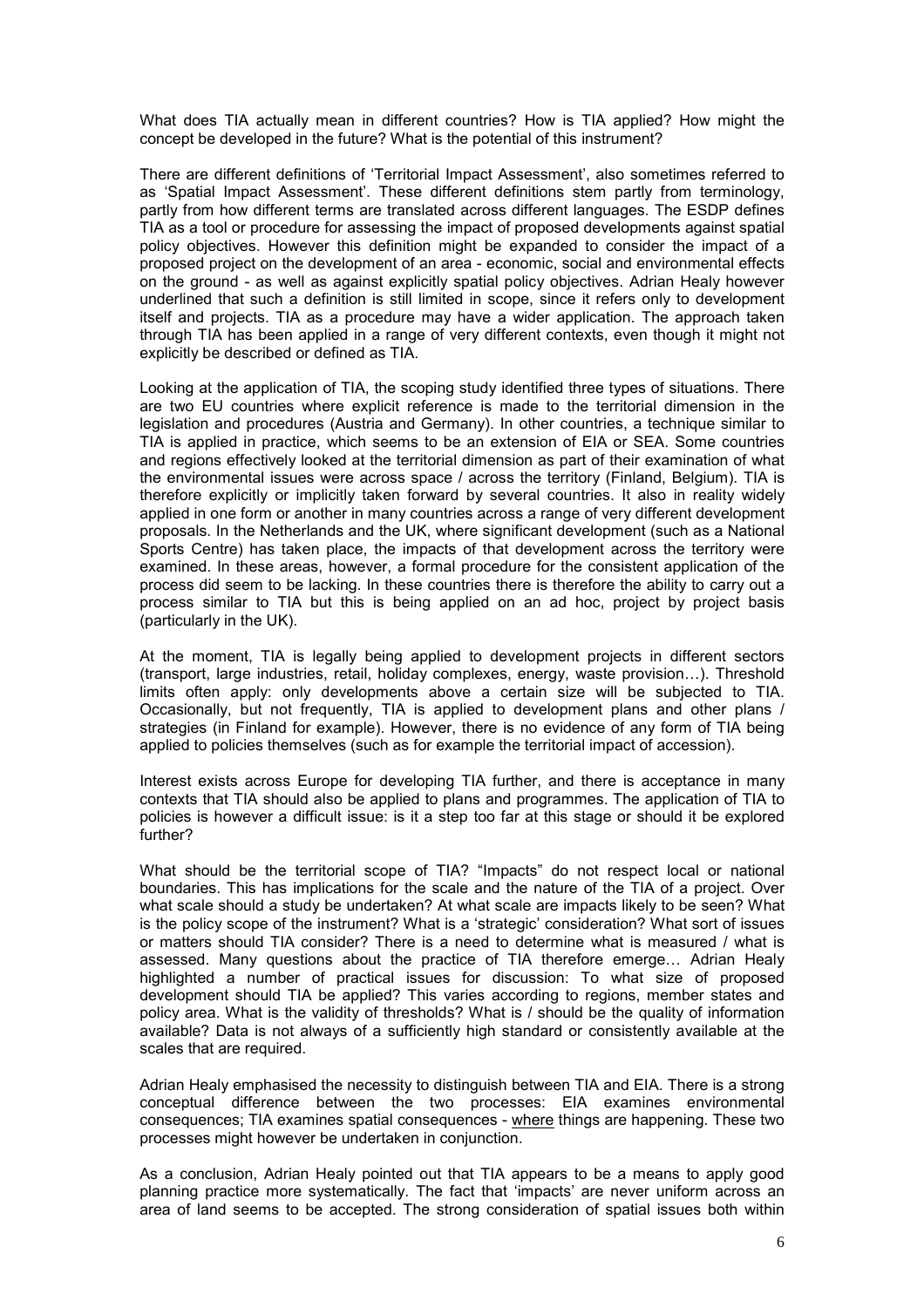What does TIA actually mean in different countries? How is TIA applied? How might the concept be developed in the future? What is the potential of this instrument?

There are different definitions of 'Territorial Impact Assessment', also sometimes referred to as 'Spatial Impact Assessment'. These different definitions stem partly from terminology, partly from how different terms are translated across different languages. The ESDP defines TIA as a tool or procedure for assessing the impact of proposed developments against spatial policy objectives. However this definition might be expanded to consider the impact of a proposed project on the development of an area - economic, social and environmental effects on the ground - as well as against explicitly spatial policy objectives. Adrian Healy however underlined that such a definition is still limited in scope, since it refers only to development itself and projects. TIA as a procedure may have a wider application. The approach taken through TIA has been applied in a range of very different contexts, even though it might not explicitly be described or defined as TIA.

Looking at the application of TIA, the scoping study identified three types of situations. There are two EU countries where explicit reference is made to the territorial dimension in the legislation and procedures (Austria and Germany). In other countries, a technique similar to TIA is applied in practice, which seems to be an extension of EIA or SEA. Some countries and regions effectively looked at the territorial dimension as part of their examination of what the environmental issues were across space / across the territory (Finland, Belgium). TIA is therefore explicitly or implicitly taken forward by several countries. It also in reality widely applied in one form or another in many countries across a range of very different development proposals. In the Netherlands and the UK, where significant development (such as a National Sports Centre) has taken place, the impacts of that development across the territory were examined. In these areas, however, a formal procedure for the consistent application of the process did seem to be lacking. In these countries there is therefore the ability to carry out a process similar to TIA but this is being applied on an ad hoc, project by project basis (particularly in the UK).

At the moment, TIA is legally being applied to development projects in different sectors (transport, large industries, retail, holiday complexes, energy, waste provision…). Threshold limits often apply: only developments above a certain size will be subjected to TIA. Occasionally, but not frequently, TIA is applied to development plans and other plans / strategies (in Finland for example). However, there is no evidence of any form of TIA being applied to policies themselves (such as for example the territorial impact of accession).

Interest exists across Europe for developing TIA further, and there is acceptance in many contexts that TIA should also be applied to plans and programmes. The application of TIA to policies is however a difficult issue: is it a step too far at this stage or should it be explored further?

What should be the territorial scope of TIA? "Impacts" do not respect local or national boundaries. This has implications for the scale and the nature of the TIA of a project. Over what scale should a study be undertaken? At what scale are impacts likely to be seen? What is the policy scope of the instrument? What is a 'strategic' consideration? What sort of issues or matters should TIA consider? There is a need to determine what is measured / what is assessed. Many questions about the practice of TIA therefore emerge… Adrian Healy highlighted a number of practical issues for discussion: To what size of proposed development should TIA be applied? This varies according to regions, member states and policy area. What is the validity of thresholds? What is / should be the quality of information available? Data is not always of a sufficiently high standard or consistently available at the scales that are required.

Adrian Healy emphasised the necessity to distinguish between TIA and EIA. There is a strong conceptual difference between the two processes: EIA examines environmental consequences; TIA examines spatial consequences - <u>where</u> things are happening. These two processes might however be undertaken in conjunction.

As a conclusion, Adrian Healy pointed out that TIA appears to be a means to apply good planning practice more systematically. The fact that 'impacts' are never uniform across an area of land seems to be accepted. The strong consideration of spatial issues both within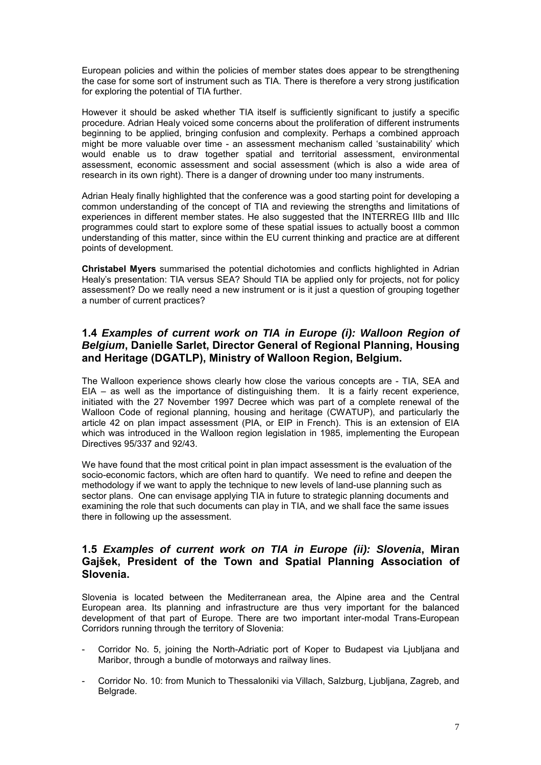European policies and within the policies of member states does appear to be strengthening the case for some sort of instrument such as TIA. There is therefore a very strong justification for exploring the potential of TIA further.

However it should be asked whether TIA itself is sufficiently significant to justify a specific procedure. Adrian Healy voiced some concerns about the proliferation of different instruments beginning to be applied, bringing confusion and complexity. Perhaps a combined approach might be more valuable over time - an assessment mechanism called 'sustainability' which would enable us to draw together spatial and territorial assessment, environmental assessment, economic assessment and social assessment (which is also a wide area of research in its own right). There is a danger of drowning under too many instruments.

Adrian Healy finally highlighted that the conference was a good starting point for developing a common understanding of the concept of TIA and reviewing the strengths and limitations of experiences in different member states. He also suggested that the INTERREG IIIb and IIIc programmes could start to explore some of these spatial issues to actually boost a common understanding of this matter, since within the EU current thinking and practice are at different points of development.

**Christabel Myers** summarised the potential dichotomies and conflicts highlighted in Adrian Healy's presentation: TIA versus SEA? Should TIA be applied only for projects, not for policy assessment? Do we really need a new instrument or is it just a question of grouping together a number of current practices?

## 1.4 *Examples of current work on TIA in Europe (i): Walloon Region of Belgium*, Danielle Sarlet, Director General of Regional Planning, Housing and Heritage (DGATLP), Ministry of Walloon Region, Belgium.

The Walloon experience shows clearly how close the various concepts are - TIA, SEA and EIA – as well as the importance of distinguishing them. It is a fairly recent experience, initiated with the 27 November 1997 Decree which was part of a complete renewal of the Walloon Code of regional planning, housing and heritage (CWATUP), and particularly the article 42 on plan impact assessment (PIA, or EIP in French). This is an extension of EIA which was introduced in the Walloon region legislation in 1985, implementing the European Directives 95/337 and 92/43.

We have found that the most critical point in plan impact assessment is the evaluation of the socio-economic factors, which are often hard to quantify. We need to refine and deepen the methodology if we want to apply the technique to new levels of land-use planning such as sector plans. One can envisage applying TIA in future to strategic planning documents and examining the role that such documents can play in TIA, and we shall face the same issues there in following up the assessment.

## 1.5 *Examples of current work on TIA in Europe (ii): Slovenia*, Miran Gajšek, President of the Town and Spatial Planning Association of Slovenia.

Slovenia is located between the Mediterranean area, the Alpine area and the Central European area. Its planning and infrastructure are thus very important for the balanced development of that part of Europe. There are two important inter-modal Trans-European Corridors running through the territory of Slovenia:

- Corridor No. 5, joining the North-Adriatic port of Koper to Budapest via Ljubljana and Maribor, through a bundle of motorways and railway lines.
- Corridor No. 10: from Munich to Thessaloniki via Villach, Salzburg, Ljubljana, Zagreb, and Belgrade.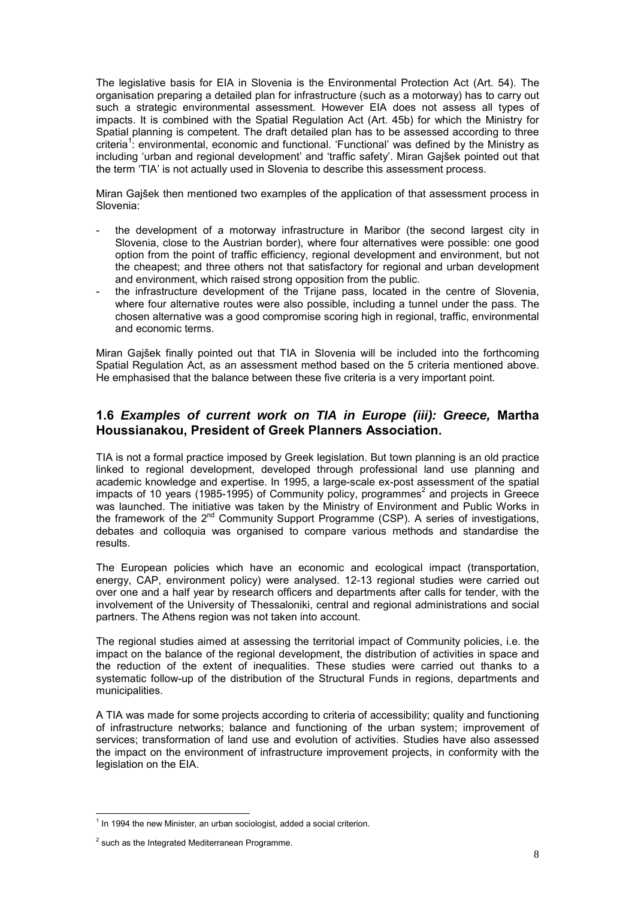The legislative basis for EIA in Slovenia is the Environmental Protection Act (Art. 54). The organisation preparing a detailed plan for infrastructure (such as a motorway) has to carry out such a strategic environmental assessment. However EIA does not assess all types of impacts. It is combined with the Spatial Regulation Act (Art. 45b) for which the Ministry for Spatial planning is competent. The draft detailed plan has to be assessed according to three criteria[1]: environmental, economic and functional. 'Functional' was defined by the Ministry as including 'urban and regional development' and 'traffic safety'. Miran Gajšek pointed out that the term 'TIA' is not actually used in Slovenia to describe this assessment process.

Miran Gajšek then mentioned two examples of the application of that assessment process in Slovenia:

- the development of a motorway infrastructure in Maribor (the second largest city in Slovenia, close to the Austrian border), where four alternatives were possible: one good option from the point of traffic efficiency, regional development and environment, but not the cheapest; and three others not that satisfactory for regional and urban development and environment, which raised strong opposition from the public.
- the infrastructure development of the Trijane pass, located in the centre of Slovenia, where four alternative routes were also possible, including a tunnel under the pass. The chosen alternative was a good compromise scoring high in regional, traffic, environmental and economic terms.

Miran Gajšek finally pointed out that TIA in Slovenia will be included into the forthcoming Spatial Regulation Act, as an assessment method based on the 5 criteria mentioned above. He emphasised that the balance between these five criteria is a very important point.

## 1.6 *Examples of current work on TIA in Europe (iii): Greece,* Martha Houssianakou, President of Greek Planners Association.

TIA is not a formal practice imposed by Greek legislation. But town planning is an old practice linked to regional development, developed through professional land use planning and academic knowledge and expertise. In 1995, a large-scale ex-post assessment of the spatial impacts of 10 years (1985-1995) of Community policy, programmes[2] and projects in Greece was launched. The initiative was taken by the Ministry of Environment and Public Works in the framework of the 2nd Community Support Programme (CSP). A series of investigations, debates and colloquia was organised to compare various methods and standardise the results.

The European policies which have an economic and ecological impact (transportation, energy, CAP, environment policy) were analysed. 12-13 regional studies were carried out over one and a half year by research officers and departments after calls for tender, with the involvement of the University of Thessaloniki, central and regional administrations and social partners. The Athens region was not taken into account.

The regional studies aimed at assessing the territorial impact of Community policies, i.e. the impact on the balance of the regional development, the distribution of activities in space and the reduction of the extent of inequalities. These studies were carried out thanks to a systematic follow-up of the distribution of the Structural Funds in regions, departments and municipalities.

A TIA was made for some projects according to criteria of accessibility; quality and functioning of infrastructure networks; balance and functioning of the urban system; improvement of services; transformation of land use and evolution of activities. Studies have also assessed the impact on the environment of infrastructure improvement projects, in conformity with the legislation on the EIA.

---

[1] In 1994 the new Minister, an urban sociologist, added a social criterion.

[2] such as the Integrated Mediterranean Programme.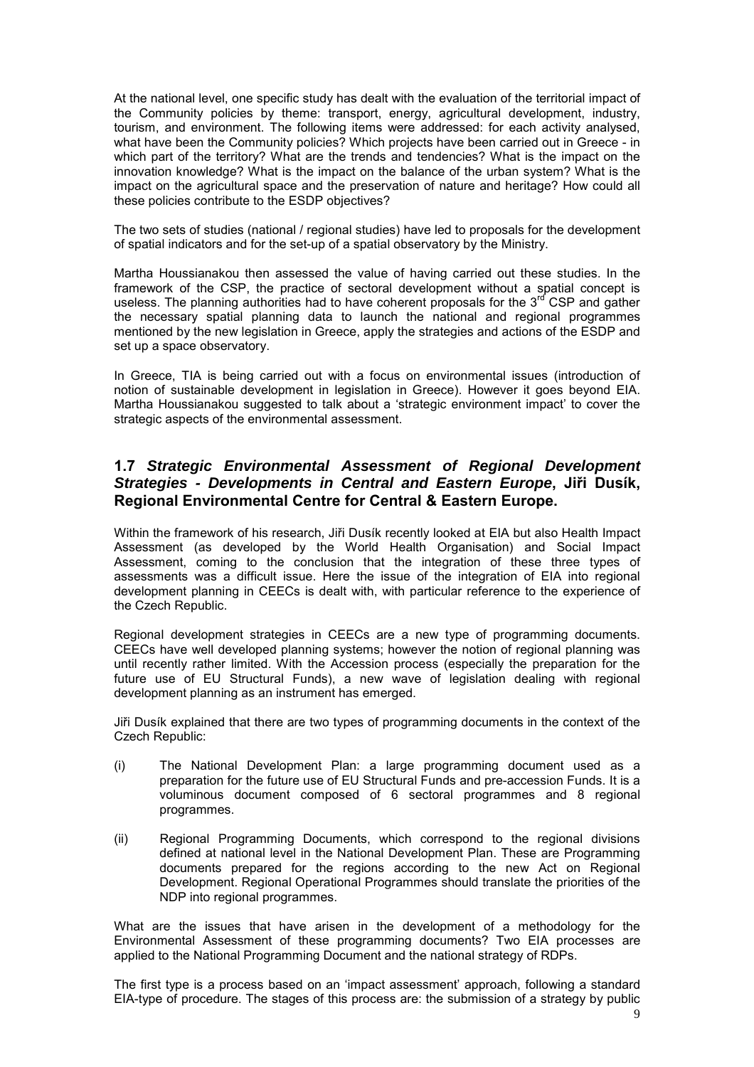At the national level, one specific study has dealt with the evaluation of the territorial impact of the Community policies by theme: transport, energy, agricultural development, industry, tourism, and environment. The following items were addressed: for each activity analysed, what have been the Community policies? Which projects have been carried out in Greece - in which part of the territory? What are the trends and tendencies? What is the impact on the innovation knowledge? What is the impact on the balance of the urban system? What is the impact on the agricultural space and the preservation of nature and heritage? How could all these policies contribute to the ESDP objectives?

The two sets of studies (national / regional studies) have led to proposals for the development of spatial indicators and for the set-up of a spatial observatory by the Ministry.

Martha Houssianakou then assessed the value of having carried out these studies. In the framework of the CSP, the practice of sectoral development without a spatial concept is useless. The planning authorities had to have coherent proposals for the 3rd CSP and gather the necessary spatial planning data to launch the national and regional programmes mentioned by the new legislation in Greece, apply the strategies and actions of the ESDP and set up a space observatory.

In Greece, TIA is being carried out with a focus on environmental issues (introduction of notion of sustainable development in legislation in Greece). However it goes beyond EIA. Martha Houssianakou suggested to talk about a 'strategic environment impact' to cover the strategic aspects of the environmental assessment.

## 1.7 *Strategic Environmental Assessment of Regional Development Strategies - Developments in Central and Eastern Europe*, Jiři Dusík, Regional Environmental Centre for Central & Eastern Europe.

Within the framework of his research, Jiři Dusík recently looked at EIA but also Health Impact Assessment (as developed by the World Health Organisation) and Social Impact Assessment, coming to the conclusion that the integration of these three types of assessments was a difficult issue. Here the issue of the integration of EIA into regional development planning in CEECs is dealt with, with particular reference to the experience of the Czech Republic.

Regional development strategies in CEECs are a new type of programming documents. CEECs have well developed planning systems; however the notion of regional planning was until recently rather limited. With the Accession process (especially the preparation for the future use of EU Structural Funds), a new wave of legislation dealing with regional development planning as an instrument has emerged.

Jiři Dusík explained that there are two types of programming documents in the context of the Czech Republic:

(i) The National Development Plan: a large programming document used as a preparation for the future use of EU Structural Funds and pre-accession Funds. It is a voluminous document composed of 6 sectoral programmes and 8 regional programmes.

(ii) Regional Programming Documents, which correspond to the regional divisions defined at national level in the National Development Plan. These are Programming documents prepared for the regions according to the new Act on Regional Development. Regional Operational Programmes should translate the priorities of the NDP into regional programmes.

What are the issues that have arisen in the development of a methodology for the Environmental Assessment of these programming documents? Two EIA processes are applied to the National Programming Document and the national strategy of RDPs.

The first type is a process based on an 'impact assessment' approach, following a standard EIA-type of procedure. The stages of this process are: the submission of a strategy by public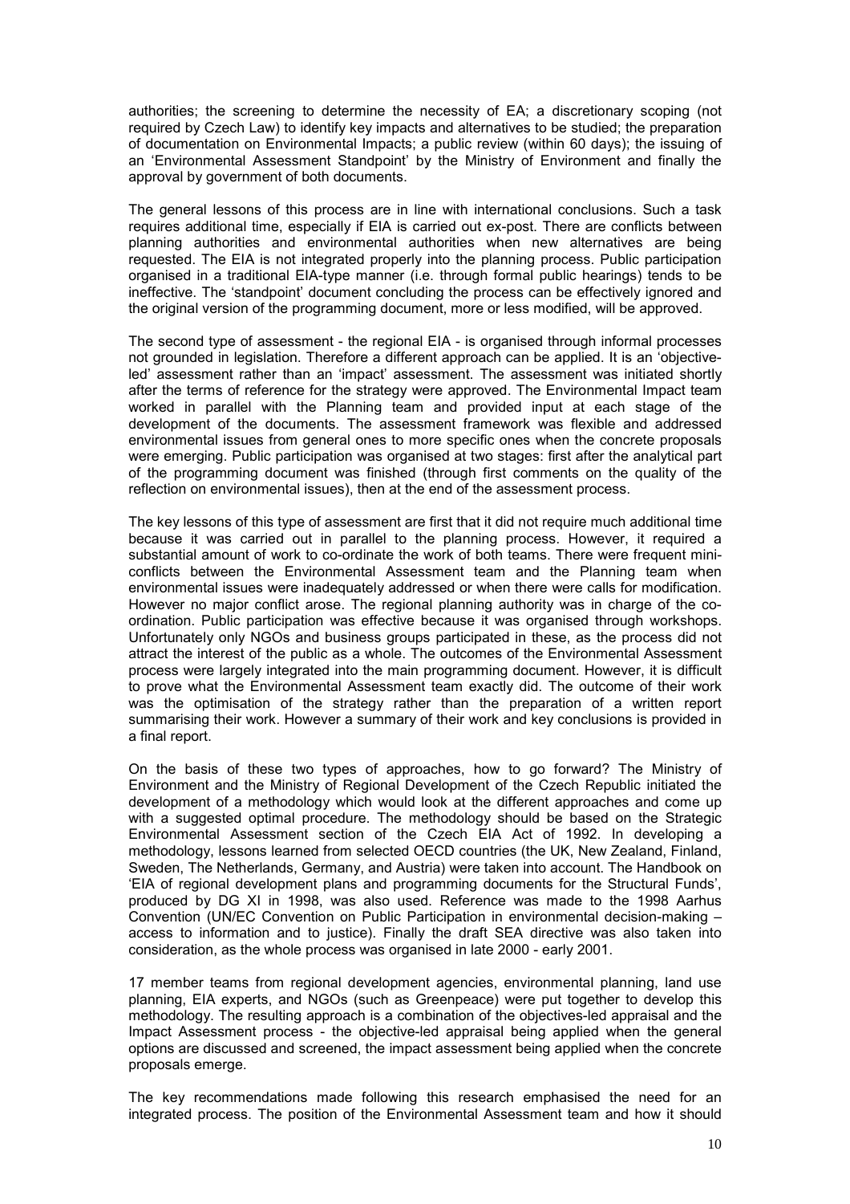authorities; the screening to determine the necessity of EA; a discretionary scoping (not required by Czech Law) to identify key impacts and alternatives to be studied; the preparation of documentation on Environmental Impacts; a public review (within 60 days); the issuing of an 'Environmental Assessment Standpoint' by the Ministry of Environment and finally the approval by government of both documents.

The general lessons of this process are in line with international conclusions. Such a task requires additional time, especially if EIA is carried out ex-post. There are conflicts between planning authorities and environmental authorities when new alternatives are being requested. The EIA is not integrated properly into the planning process. Public participation organised in a traditional EIA-type manner (i.e. through formal public hearings) tends to be ineffective. The 'standpoint' document concluding the process can be effectively ignored and the original version of the programming document, more or less modified, will be approved.

The second type of assessment - the regional EIA - is organised through informal processes not grounded in legislation. Therefore a different approach can be applied. It is an 'objective-led' assessment rather than an 'impact' assessment. The assessment was initiated shortly after the terms of reference for the strategy were approved. The Environmental Impact team worked in parallel with the Planning team and provided input at each stage of the development of the documents. The assessment framework was flexible and addressed environmental issues from general ones to more specific ones when the concrete proposals were emerging. Public participation was organised at two stages: first after the analytical part of the programming document was finished (through first comments on the quality of the reflection on environmental issues), then at the end of the assessment process.

The key lessons of this type of assessment are first that it did not require much additional time because it was carried out in parallel to the planning process. However, it required a substantial amount of work to co-ordinate the work of both teams. There were frequent mini-conflicts between the Environmental Assessment team and the Planning team when environmental issues were inadequately addressed or when there were calls for modification. However no major conflict arose. The regional planning authority was in charge of the co-ordination. Public participation was effective because it was organised through workshops. Unfortunately only NGOs and business groups participated in these, as the process did not attract the interest of the public as a whole. The outcomes of the Environmental Assessment process were largely integrated into the main programming document. However, it is difficult to prove what the Environmental Assessment team exactly did. The outcome of their work was the optimisation of the strategy rather than the preparation of a written report summarising their work. However a summary of their work and key conclusions is provided in a final report.

On the basis of these two types of approaches, how to go forward? The Ministry of Environment and the Ministry of Regional Development of the Czech Republic initiated the development of a methodology which would look at the different approaches and come up with a suggested optimal procedure. The methodology should be based on the Strategic Environmental Assessment section of the Czech EIA Act of 1992. In developing a methodology, lessons learned from selected OECD countries (the UK, New Zealand, Finland, Sweden, The Netherlands, Germany, and Austria) were taken into account. The Handbook on 'EIA of regional development plans and programming documents for the Structural Funds', produced by DG XI in 1998, was also used. Reference was made to the 1998 Aarhus Convention (UN/EC Convention on Public Participation in environmental decision-making – access to information and to justice). Finally the draft SEA directive was also taken into consideration, as the whole process was organised in late 2000 - early 2001.

17 member teams from regional development agencies, environmental planning, land use planning, EIA experts, and NGOs (such as Greenpeace) were put together to develop this methodology. The resulting approach is a combination of the objectives-led appraisal and the Impact Assessment process - the objective-led appraisal being applied when the general options are discussed and screened, the impact assessment being applied when the concrete proposals emerge.

The key recommendations made following this research emphasised the need for an integrated process. The position of the Environmental Assessment team and how it should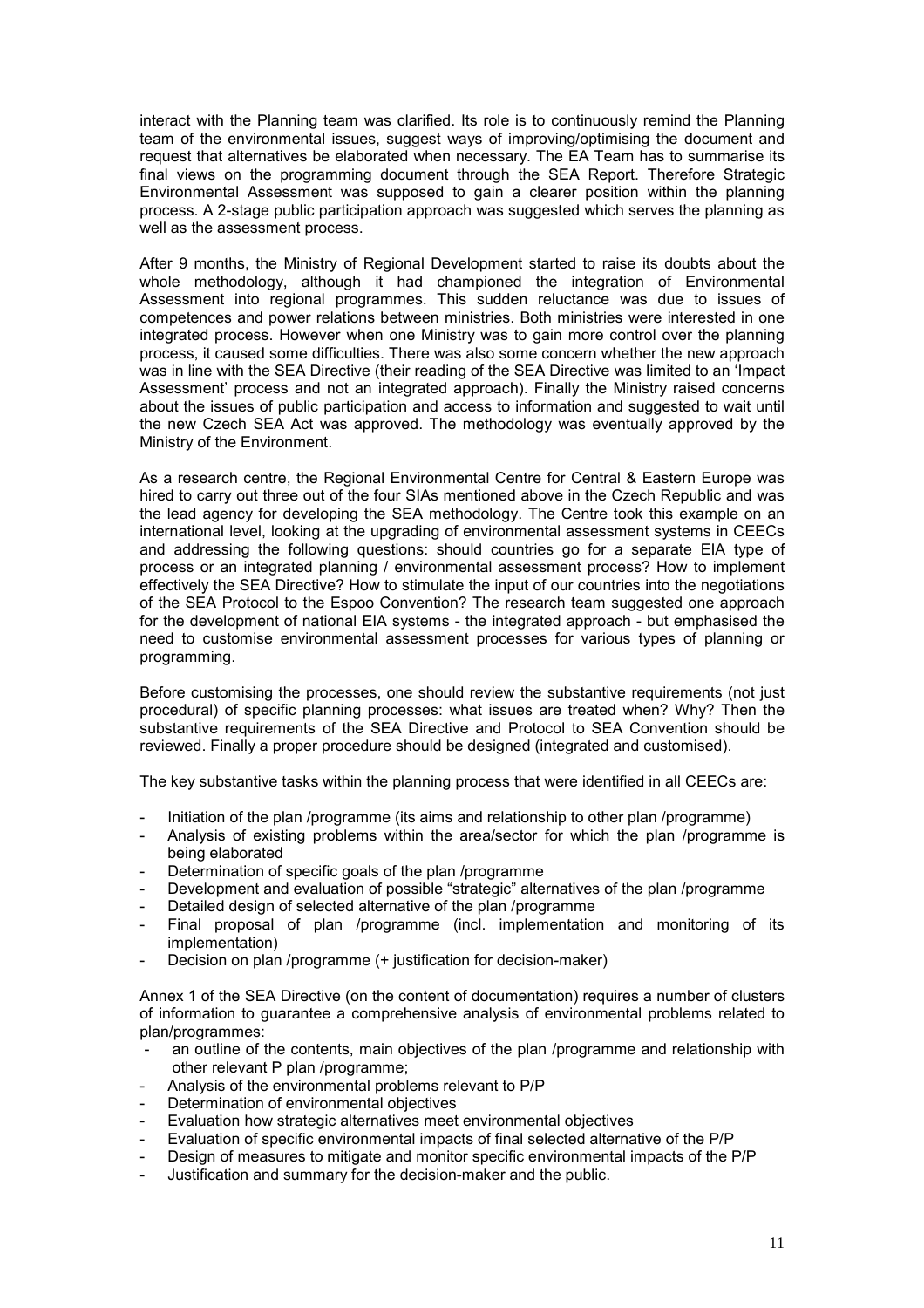interact with the Planning team was clarified. Its role is to continuously remind the Planning team of the environmental issues, suggest ways of improving/optimising the document and request that alternatives be elaborated when necessary. The EA Team has to summarise its final views on the programming document through the SEA Report. Therefore Strategic Environmental Assessment was supposed to gain a clearer position within the planning process. A 2-stage public participation approach was suggested which serves the planning as well as the assessment process.

After 9 months, the Ministry of Regional Development started to raise its doubts about the whole methodology, although it had championed the integration of Environmental Assessment into regional programmes. This sudden reluctance was due to issues of competences and power relations between ministries. Both ministries were interested in one integrated process. However when one Ministry was to gain more control over the planning process, it caused some difficulties. There was also some concern whether the new approach was in line with the SEA Directive (their reading of the SEA Directive was limited to an 'Impact Assessment' process and not an integrated approach). Finally the Ministry raised concerns about the issues of public participation and access to information and suggested to wait until the new Czech SEA Act was approved. The methodology was eventually approved by the Ministry of the Environment.

As a research centre, the Regional Environmental Centre for Central & Eastern Europe was hired to carry out three out of the four SIAs mentioned above in the Czech Republic and was the lead agency for developing the SEA methodology. The Centre took this example on an international level, looking at the upgrading of environmental assessment systems in CEECs and addressing the following questions: should countries go for a separate EIA type of process or an integrated planning / environmental assessment process? How to implement effectively the SEA Directive? How to stimulate the input of our countries into the negotiations of the SEA Protocol to the Espoo Convention? The research team suggested one approach for the development of national EIA systems - the integrated approach - but emphasised the need to customise environmental assessment processes for various types of planning or programming.

Before customising the processes, one should review the substantive requirements (not just procedural) of specific planning processes: what issues are treated when? Why? Then the substantive requirements of the SEA Directive and Protocol to SEA Convention should be reviewed. Finally a proper procedure should be designed (integrated and customised).

The key substantive tasks within the planning process that were identified in all CEECs are:

- Initiation of the plan /programme (its aims and relationship to other plan /programme)
- Analysis of existing problems within the area/sector for which the plan /programme is being elaborated
- Determination of specific goals of the plan /programme
- Development and evaluation of possible "strategic" alternatives of the plan /programme
- Detailed design of selected alternative of the plan /programme
- Final proposal of plan /programme (incl. implementation and monitoring of its implementation)
- Decision on plan /programme (+ justification for decision-maker)

Annex 1 of the SEA Directive (on the content of documentation) requires a number of clusters of information to guarantee a comprehensive analysis of environmental problems related to plan/programmes:

- an outline of the contents, main objectives of the plan /programme and relationship with other relevant P plan /programme;
- Analysis of the environmental problems relevant to P/P
- Determination of environmental objectives
- Evaluation how strategic alternatives meet environmental objectives
- Evaluation of specific environmental impacts of final selected alternative of the P/P
- Design of measures to mitigate and monitor specific environmental impacts of the P/P
- Justification and summary for the decision-maker and the public.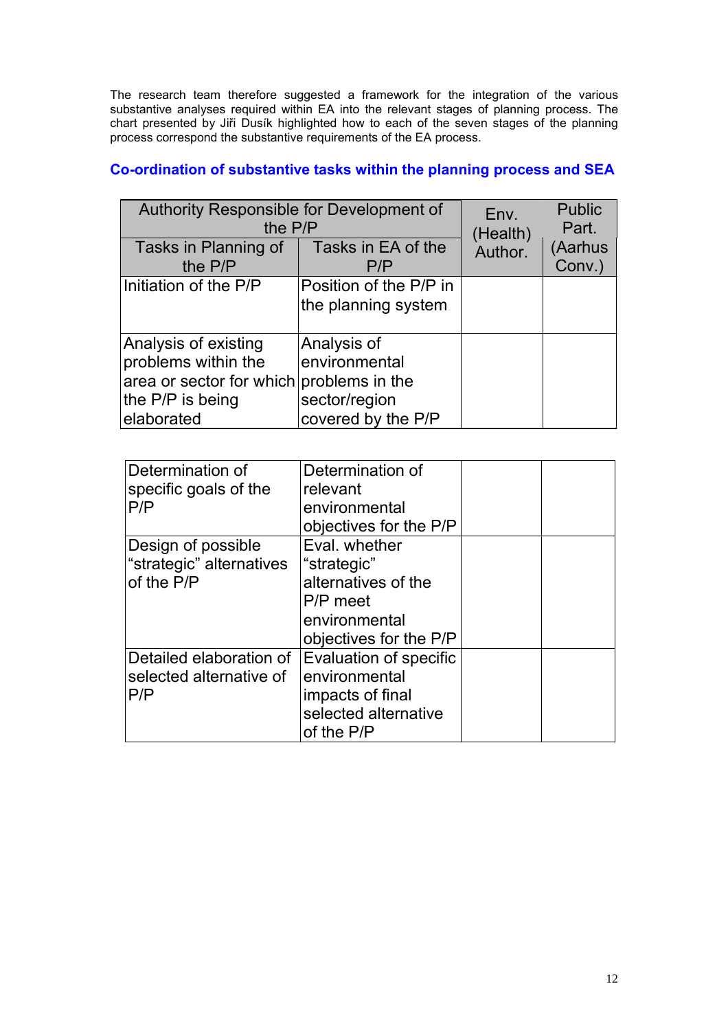The research team therefore suggested a framework for the integration of the various substantive analyses required within EA into the relevant stages of planning process. The chart presented by Jiři Dusík highlighted how to each of the seven stages of the planning process correspond the substantive requirements of the EA process.

### Co-ordination of substantive tasks within the planning process and SEA

| Authority Responsible for Development of the P/P | | Env. (Health) Author. | Public Part. (Aarhus Conv.) |
|---|---|---|---|
| Tasks in Planning of the P/P | Tasks in EA of the P/P | | |
| Initiation of the P/P | Position of the P/P in the planning system | | |
| Analysis of existing problems within the area or sector for which the P/P is being elaborated | Analysis of environmental problems in the sector/region covered by the P/P | | |
| Determination of specific goals of the P/P | Determination of relevant environmental objectives for the P/P | | |
| Design of possible "strategic" alternatives of the P/P | Eval. whether "strategic" alternatives of the P/P meet environmental objectives for the P/P | | |
| Detailed elaboration of selected alternative of P/P | Evaluation of specific environmental impacts of final selected alternative of the P/P | | |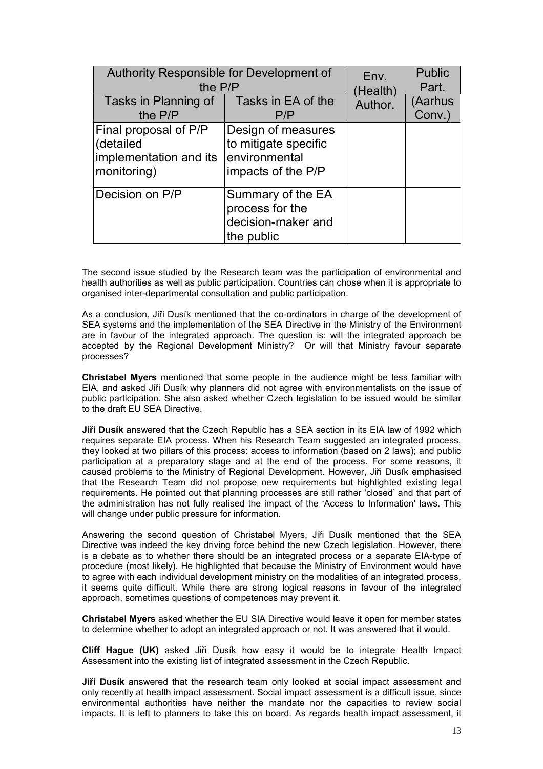| Authority Responsible for Development of the P/P | | Env. (Health) Author. | Public Part. (Aarhus Conv.) |
|---|---|---|---|
| Tasks in Planning of the P/P | Tasks in EA of the P/P | | |
| Final proposal of P/P (detailed implementation and its monitoring) | Design of measures to mitigate specific environmental impacts of the P/P | | |
| Decision on P/P | Summary of the EA process for the decision-maker and the public | | |

The second issue studied by the Research team was the participation of environmental and health authorities as well as public participation. Countries can chose when it is appropriate to organised inter-departmental consultation and public participation.

As a conclusion, Jiři Dusík mentioned that the co-ordinators in charge of the development of SEA systems and the implementation of the SEA Directive in the Ministry of the Environment are in favour of the integrated approach. The question is: will the integrated approach be accepted by the Regional Development Ministry? Or will that Ministry favour separate processes?

**Christabel Myers** mentioned that some people in the audience might be less familiar with EIA, and asked Jiři Dusík why planners did not agree with environmentalists on the issue of public participation. She also asked whether Czech legislation to be issued would be similar to the draft EU SEA Directive.

**Jiři Dusík** answered that the Czech Republic has a SEA section in its EIA law of 1992 which requires separate EIA process. When his Research Team suggested an integrated process, they looked at two pillars of this process: access to information (based on 2 laws); and public participation at a preparatory stage and at the end of the process. For some reasons, it caused problems to the Ministry of Regional Development. However, Jiři Dusík emphasised that the Research Team did not propose new requirements but highlighted existing legal requirements. He pointed out that planning processes are still rather 'closed' and that part of the administration has not fully realised the impact of the 'Access to Information' laws. This will change under public pressure for information.

Answering the second question of Christabel Myers, Jiři Dusík mentioned that the SEA Directive was indeed the key driving force behind the new Czech legislation. However, there is a debate as to whether there should be an integrated process or a separate EIA-type of procedure (most likely). He highlighted that because the Ministry of Environment would have to agree with each individual development ministry on the modalities of an integrated process, it seems quite difficult. While there are strong logical reasons in favour of the integrated approach, sometimes questions of competences may prevent it.

**Christabel Myers** asked whether the EU SIA Directive would leave it open for member states to determine whether to adopt an integrated approach or not. It was answered that it would.

**Cliff Hague (UK)** asked Jiři Dusík how easy it would be to integrate Health Impact Assessment into the existing list of integrated assessment in the Czech Republic.

**Jiři Dusík** answered that the research team only looked at social impact assessment and only recently at health impact assessment. Social impact assessment is a difficult issue, since environmental authorities have neither the mandate nor the capacities to review social impacts. It is left to planners to take this on board. As regards health impact assessment, it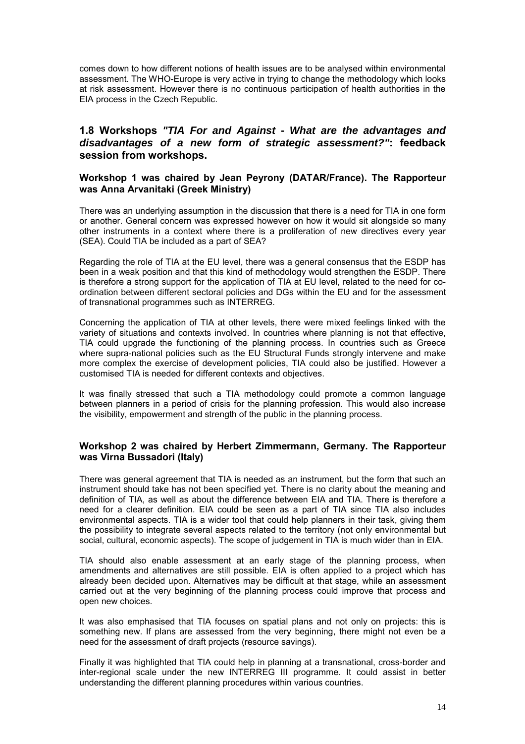comes down to how different notions of health issues are to be analysed within environmental assessment. The WHO-Europe is very active in trying to change the methodology which looks at risk assessment. However there is no continuous participation of health authorities in the EIA process in the Czech Republic.

## 1.8 Workshops *"TIA For and Against - What are the advantages and disadvantages of a new form of strategic assessment?"*: feedback session from workshops.

### Workshop 1 was chaired by Jean Peyrony (DATAR/France). The Rapporteur was Anna Arvanitaki (Greek Ministry)

There was an underlying assumption in the discussion that there is a need for TIA in one form or another. General concern was expressed however on how it would sit alongside so many other instruments in a context where there is a proliferation of new directives every year (SEA). Could TIA be included as a part of SEA?

Regarding the role of TIA at the EU level, there was a general consensus that the ESDP has been in a weak position and that this kind of methodology would strengthen the ESDP. There is therefore a strong support for the application of TIA at EU level, related to the need for co-ordination between different sectoral policies and DGs within the EU and for the assessment of transnational programmes such as INTERREG.

Concerning the application of TIA at other levels, there were mixed feelings linked with the variety of situations and contexts involved. In countries where planning is not that effective, TIA could upgrade the functioning of the planning process. In countries such as Greece where supra-national policies such as the EU Structural Funds strongly intervene and make more complex the exercise of development policies, TIA could also be justified. However a customised TIA is needed for different contexts and objectives.

It was finally stressed that such a TIA methodology could promote a common language between planners in a period of crisis for the planning profession. This would also increase the visibility, empowerment and strength of the public in the planning process.

### Workshop 2 was chaired by Herbert Zimmermann, Germany. The Rapporteur was Virna Bussadori (Italy)

There was general agreement that TIA is needed as an instrument, but the form that such an instrument should take has not been specified yet. There is no clarity about the meaning and definition of TIA, as well as about the difference between EIA and TIA. There is therefore a need for a clearer definition. EIA could be seen as a part of TIA since TIA also includes environmental aspects. TIA is a wider tool that could help planners in their task, giving them the possibility to integrate several aspects related to the territory (not only environmental but social, cultural, economic aspects). The scope of judgement in TIA is much wider than in EIA.

TIA should also enable assessment at an early stage of the planning process, when amendments and alternatives are still possible. EIA is often applied to a project which has already been decided upon. Alternatives may be difficult at that stage, while an assessment carried out at the very beginning of the planning process could improve that process and open new choices.

It was also emphasised that TIA focuses on spatial plans and not only on projects: this is something new. If plans are assessed from the very beginning, there might not even be a need for the assessment of draft projects (resource savings).

Finally it was highlighted that TIA could help in planning at a transnational, cross-border and inter-regional scale under the new INTERREG III programme. It could assist in better understanding the different planning procedures within various countries.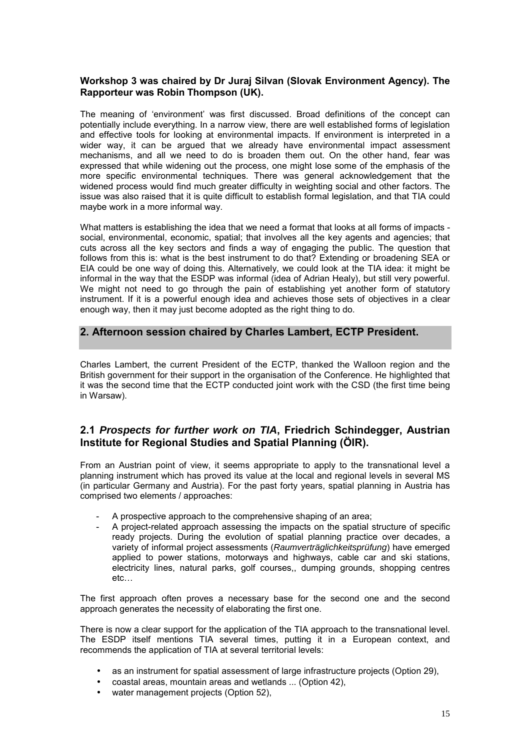**Workshop 3 was chaired by Dr Juraj Silvan (Slovak Environment Agency). The Rapporteur was Robin Thompson (UK).**

The meaning of 'environment' was first discussed. Broad definitions of the concept can potentially include everything. In a narrow view, there are well established forms of legislation and effective tools for looking at environmental impacts. If environment is interpreted in a wider way, it can be argued that we already have environmental impact assessment mechanisms, and all we need to do is broaden them out. On the other hand, fear was expressed that while widening out the process, one might lose some of the emphasis of the more specific environmental techniques. There was general acknowledgement that the widened process would find much greater difficulty in weighting social and other factors. The issue was also raised that it is quite difficult to establish formal legislation, and that TIA could maybe work in a more informal way.

What matters is establishing the idea that we need a format that looks at all forms of impacts - social, environmental, economic, spatial; that involves all the key agents and agencies; that cuts across all the key sectors and finds a way of engaging the public. The question that follows from this is: what is the best instrument to do that? Extending or broadening SEA or EIA could be one way of doing this. Alternatively, we could look at the TIA idea: it might be informal in the way that the ESDP was informal (idea of Adrian Healy), but still very powerful. We might not need to go through the pain of establishing yet another form of statutory instrument. If it is a powerful enough idea and achieves those sets of objectives in a clear enough way, then it may just become adopted as the right thing to do.

## 2. Afternoon session chaired by Charles Lambert, ECTP President.

Charles Lambert, the current President of the ECTP, thanked the Walloon region and the British government for their support in the organisation of the Conference. He highlighted that it was the second time that the ECTP conducted joint work with the CSD (the first time being in Warsaw).

### 2.1 *Prospects for further work on TIA*, Friedrich Schindegger, Austrian Institute for Regional Studies and Spatial Planning (ÖIR).

From an Austrian point of view, it seems appropriate to apply to the transnational level a planning instrument which has proved its value at the local and regional levels in several MS (in particular Germany and Austria). For the past forty years, spatial planning in Austria has comprised two elements / approaches:

- A prospective approach to the comprehensive shaping of an area;
- A project-related approach assessing the impacts on the spatial structure of specific ready projects. During the evolution of spatial planning practice over decades, a variety of informal project assessments (*Raumverträglichkeitsprüfung*) have emerged applied to power stations, motorways and highways, cable car and ski stations, electricity lines, natural parks, golf courses,, dumping grounds, shopping centres etc…

The first approach often proves a necessary base for the second one and the second approach generates the necessity of elaborating the first one.

There is now a clear support for the application of the TIA approach to the transnational level. The ESDP itself mentions TIA several times, putting it in a European context, and recommends the application of TIA at several territorial levels:

- as an instrument for spatial assessment of large infrastructure projects (Option 29),
- coastal areas, mountain areas and wetlands ... (Option 42),
- water management projects (Option 52),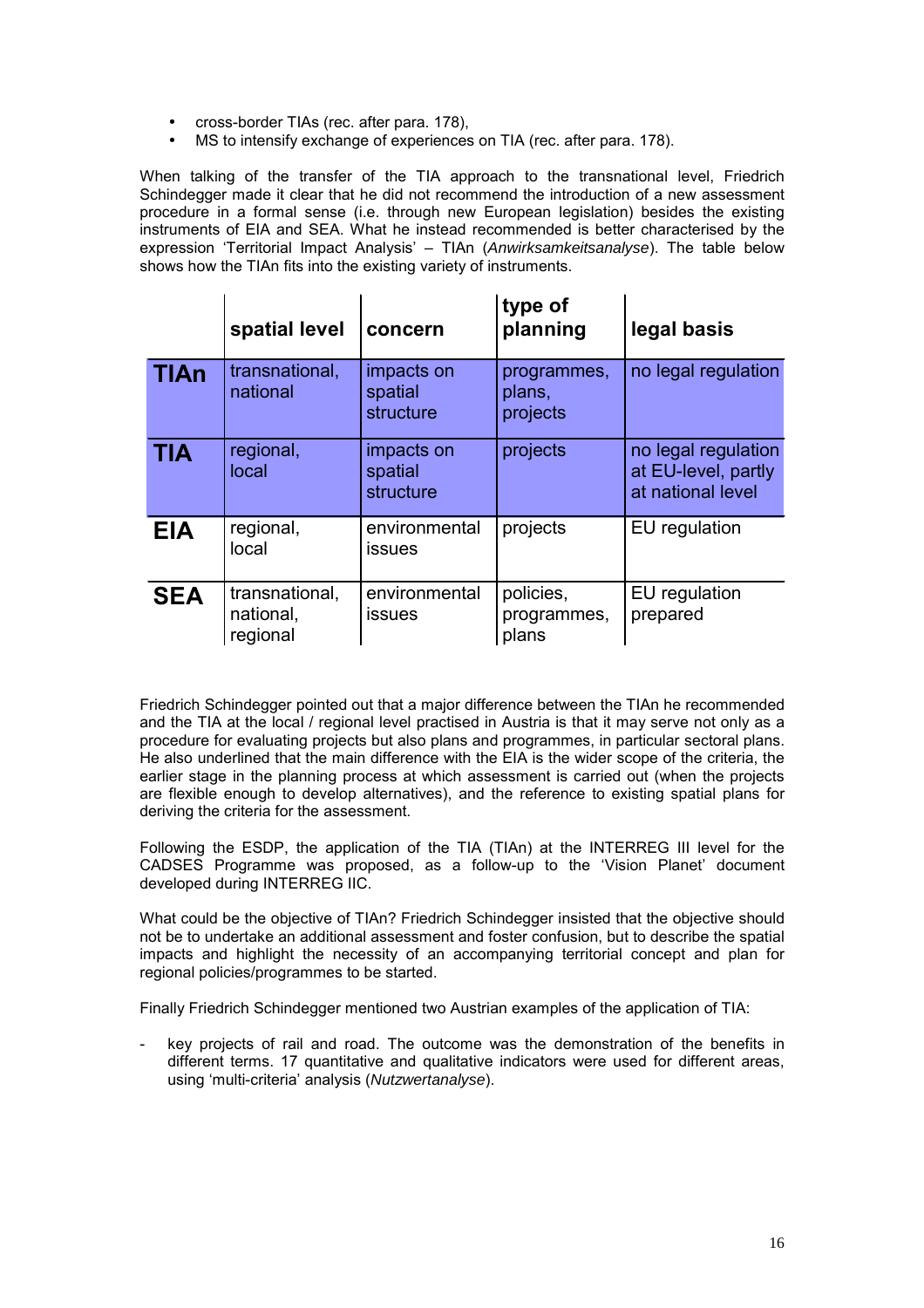- cross-border TIAs (rec. after para. 178),
- MS to intensify exchange of experiences on TIA (rec. after para. 178).

When talking of the transfer of the TIA approach to the transnational level, Friedrich Schindegger made it clear that he did not recommend the introduction of a new assessment procedure in a formal sense (i.e. through new European legislation) besides the existing instruments of EIA and SEA. What he instead recommended is better characterised by the expression 'Territorial Impact Analysis' – TIAn (*Anwirksamkeitsanalyse*). The table below shows how the TIAn fits into the existing variety of instruments.

| | spatial level | concern | type of planning | legal basis |
|---|---|---|---|---|
| **TIAn** | transnational, national | impacts on spatial structure | programmes, plans, projects | no legal regulation |
| **TIA** | regional, local | impacts on spatial structure | projects | no legal regulation at EU-level, partly at national level |
| **EIA** | regional, local | environmental issues | projects | EU regulation |
| **SEA** | transnational, national, regional | environmental issues | policies, programmes, plans | EU regulation prepared |

Friedrich Schindegger pointed out that a major difference between the TIAn he recommended and the TIA at the local / regional level practised in Austria is that it may serve not only as a procedure for evaluating projects but also plans and programmes, in particular sectoral plans. He also underlined that the main difference with the EIA is the wider scope of the criteria, the earlier stage in the planning process at which assessment is carried out (when the projects are flexible enough to develop alternatives), and the reference to existing spatial plans for deriving the criteria for the assessment.

Following the ESDP, the application of the TIA (TIAn) at the INTERREG III level for the CADSES Programme was proposed, as a follow-up to the 'Vision Planet' document developed during INTERREG IIC.

What could be the objective of TIAn? Friedrich Schindegger insisted that the objective should not be to undertake an additional assessment and foster confusion, but to describe the spatial impacts and highlight the necessity of an accompanying territorial concept and plan for regional policies/programmes to be started.

Finally Friedrich Schindegger mentioned two Austrian examples of the application of TIA:

- key projects of rail and road. The outcome was the demonstration of the benefits in different terms. 17 quantitative and qualitative indicators were used for different areas, using 'multi-criteria' analysis (*Nutzwertanalyse*).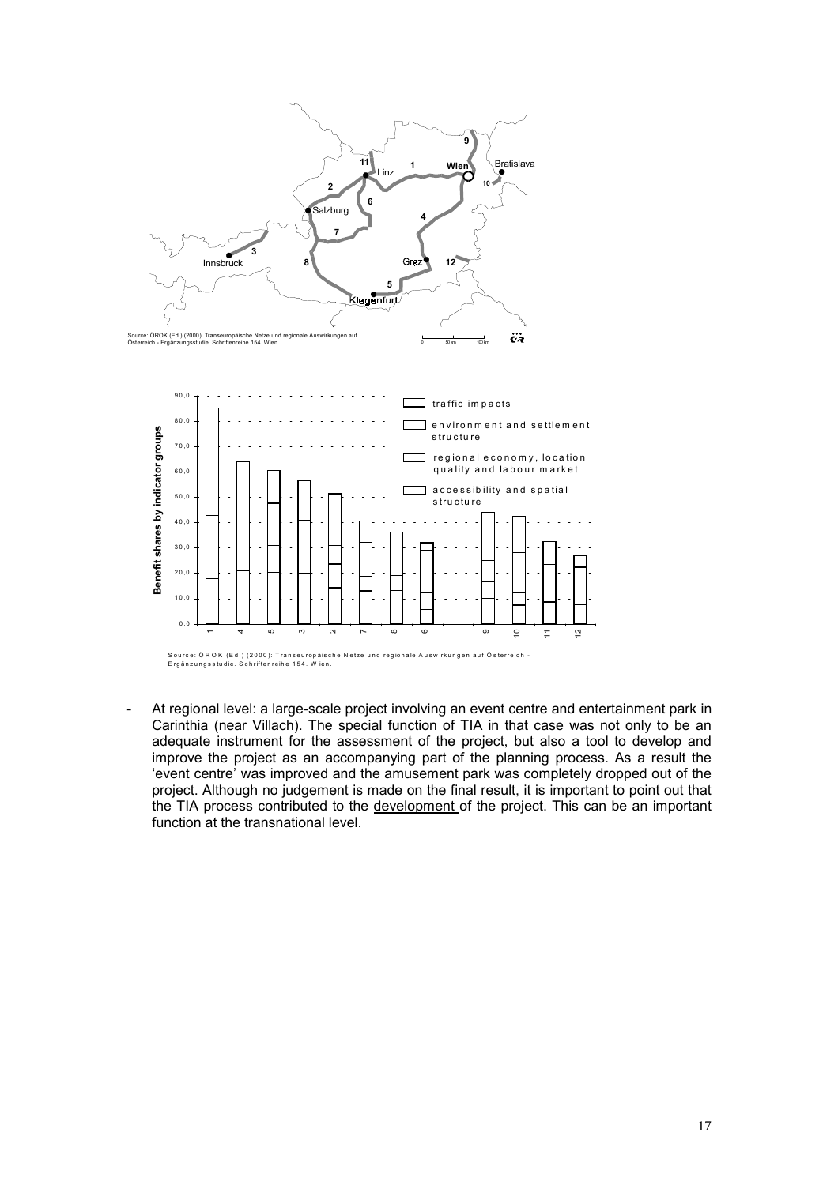Source: ÖROK (Ed.) (2000): Transeuropäische Netze und regionale Auswirkungen auf Österreich - Ergänzungsstudie. Schriftenreihe 154. Wien.

Source: ÖROK (Ed.) (2000): Transeuropäische Netze und regionale Auswirkungen auf Österreich - Ergänzungsstudie. Schriftenreihe 154. Wien.

- At regional level: a large-scale project involving an event centre and entertainment park in Carinthia (near Villach). The special function of TIA in that case was not only to be an adequate instrument for the assessment of the project, but also a tool to develop and improve the project as an accompanying part of the planning process. As a result the 'event centre' was improved and the amusement park was completely dropped out of the project. Although no judgement is made on the final result, it is important to point out that the TIA process contributed to the development of the project. This can be an important function at the transnational level.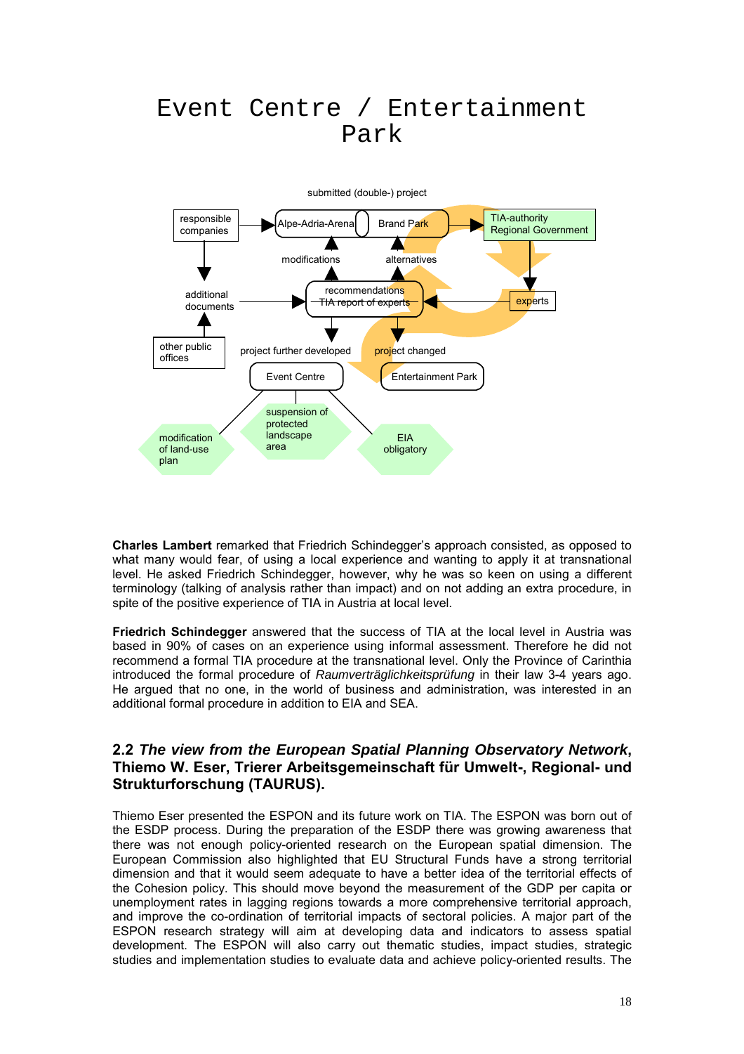# Event Centre / Entertainment Park

submitted (double-) project

responsible companies

Alpe-Adria-Arena | Brand Park

TIA-authority Regional Government

modifications

alternatives

additional documents

recommendations TIA report of experts

experts

other public offices

project further developed

project changed

Event Centre

Entertainment Park

modification of land-use plan

suspension of protected landscape area

EIA obligatory

**Charles Lambert** remarked that Friedrich Schindegger's approach consisted, as opposed to what many would fear, of using a local experience and wanting to apply it at transnational level. He asked Friedrich Schindegger, however, why he was so keen on using a different terminology (talking of analysis rather than impact) and on not adding an extra procedure, in spite of the positive experience of TIA in Austria at local level.

**Friedrich Schindegger** answered that the success of TIA at the local level in Austria was based in 90% of cases on an experience using informal assessment. Therefore he did not recommend a formal TIA procedure at the transnational level. Only the Province of Carinthia introduced the formal procedure of *Raumverträglichkeitsprüfung* in their law 3-4 years ago. He argued that no one, in the world of business and administration, was interested in an additional formal procedure in addition to EIA and SEA.

## 2.2 *The view from the European Spatial Planning Observatory Network*, Thiemo W. Eser, Trierer Arbeitsgemeinschaft für Umwelt-, Regional- und Strukturforschung (TAURUS).

Thiemo Eser presented the ESPON and its future work on TIA. The ESPON was born out of the ESDP process. During the preparation of the ESDP there was growing awareness that there was not enough policy-oriented research on the European spatial dimension. The European Commission also highlighted that EU Structural Funds have a strong territorial dimension and that it would seem adequate to have a better idea of the territorial effects of the Cohesion policy. This should move beyond the measurement of the GDP per capita or unemployment rates in lagging regions towards a more comprehensive territorial approach, and improve the co-ordination of territorial impacts of sectoral policies. A major part of the ESPON research strategy will aim at developing data and indicators to assess spatial development. The ESPON will also carry out thematic studies, impact studies, strategic studies and implementation studies to evaluate data and achieve policy-oriented results. The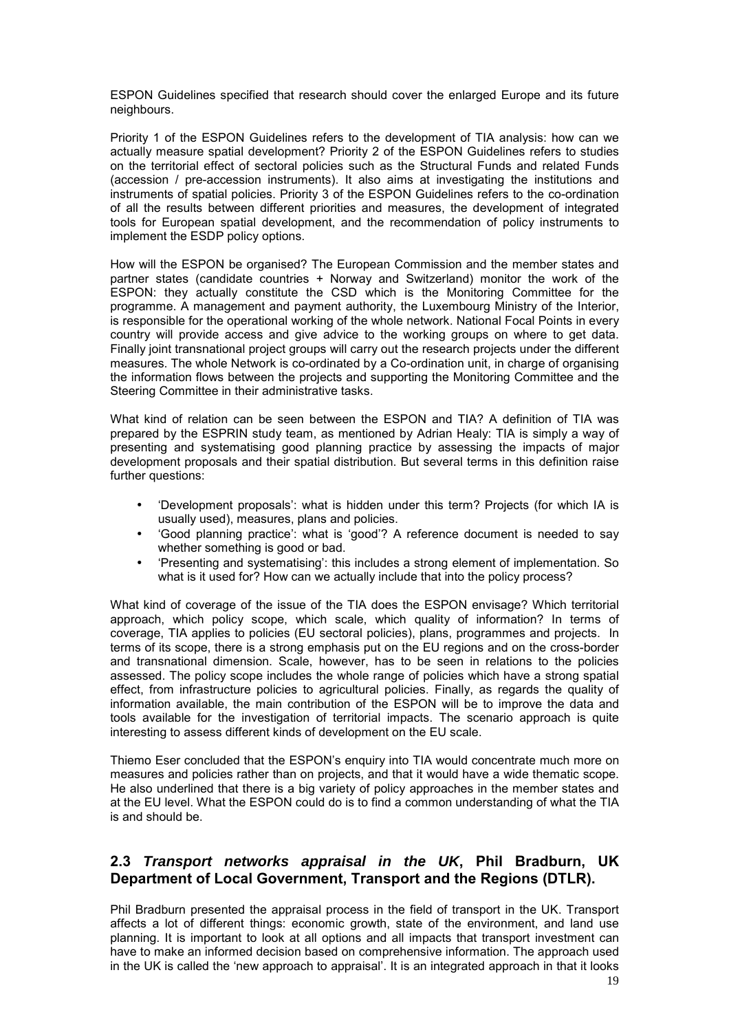ESPON Guidelines specified that research should cover the enlarged Europe and its future neighbours.

Priority 1 of the ESPON Guidelines refers to the development of TIA analysis: how can we actually measure spatial development? Priority 2 of the ESPON Guidelines refers to studies on the territorial effect of sectoral policies such as the Structural Funds and related Funds (accession / pre-accession instruments). It also aims at investigating the institutions and instruments of spatial policies. Priority 3 of the ESPON Guidelines refers to the co-ordination of all the results between different priorities and measures, the development of integrated tools for European spatial development, and the recommendation of policy instruments to implement the ESDP policy options.

How will the ESPON be organised? The European Commission and the member states and partner states (candidate countries + Norway and Switzerland) monitor the work of the ESPON: they actually constitute the CSD which is the Monitoring Committee for the programme. A management and payment authority, the Luxembourg Ministry of the Interior, is responsible for the operational working of the whole network. National Focal Points in every country will provide access and give advice to the working groups on where to get data. Finally joint transnational project groups will carry out the research projects under the different measures. The whole Network is co-ordinated by a Co-ordination unit, in charge of organising the information flows between the projects and supporting the Monitoring Committee and the Steering Committee in their administrative tasks.

What kind of relation can be seen between the ESPON and TIA? A definition of TIA was prepared by the ESPRIN study team, as mentioned by Adrian Healy: TIA is simply a way of presenting and systematising good planning practice by assessing the impacts of major development proposals and their spatial distribution. But several terms in this definition raise further questions:

- 'Development proposals': what is hidden under this term? Projects (for which IA is usually used), measures, plans and policies.
- 'Good planning practice': what is 'good'? A reference document is needed to say whether something is good or bad.
- 'Presenting and systematising': this includes a strong element of implementation. So what is it used for? How can we actually include that into the policy process?

What kind of coverage of the issue of the TIA does the ESPON envisage? Which territorial approach, which policy scope, which scale, which quality of information? In terms of coverage, TIA applies to policies (EU sectoral policies), plans, programmes and projects. In terms of its scope, there is a strong emphasis put on the EU regions and on the cross-border and transnational dimension. Scale, however, has to be seen in relations to the policies assessed. The policy scope includes the whole range of policies which have a strong spatial effect, from infrastructure policies to agricultural policies. Finally, as regards the quality of information available, the main contribution of the ESPON will be to improve the data and tools available for the investigation of territorial impacts. The scenario approach is quite interesting to assess different kinds of development on the EU scale.

Thiemo Eser concluded that the ESPON's enquiry into TIA would concentrate much more on measures and policies rather than on projects, and that it would have a wide thematic scope. He also underlined that there is a big variety of policy approaches in the member states and at the EU level. What the ESPON could do is to find a common understanding of what the TIA is and should be.

## 2.3 *Transport networks appraisal in the UK*, Phil Bradburn, UK Department of Local Government, Transport and the Regions (DTLR).

Phil Bradburn presented the appraisal process in the field of transport in the UK. Transport affects a lot of different things: economic growth, state of the environment, and land use planning. It is important to look at all options and all impacts that transport investment can have to make an informed decision based on comprehensive information. The approach used in the UK is called the 'new approach to appraisal'. It is an integrated approach in that it looks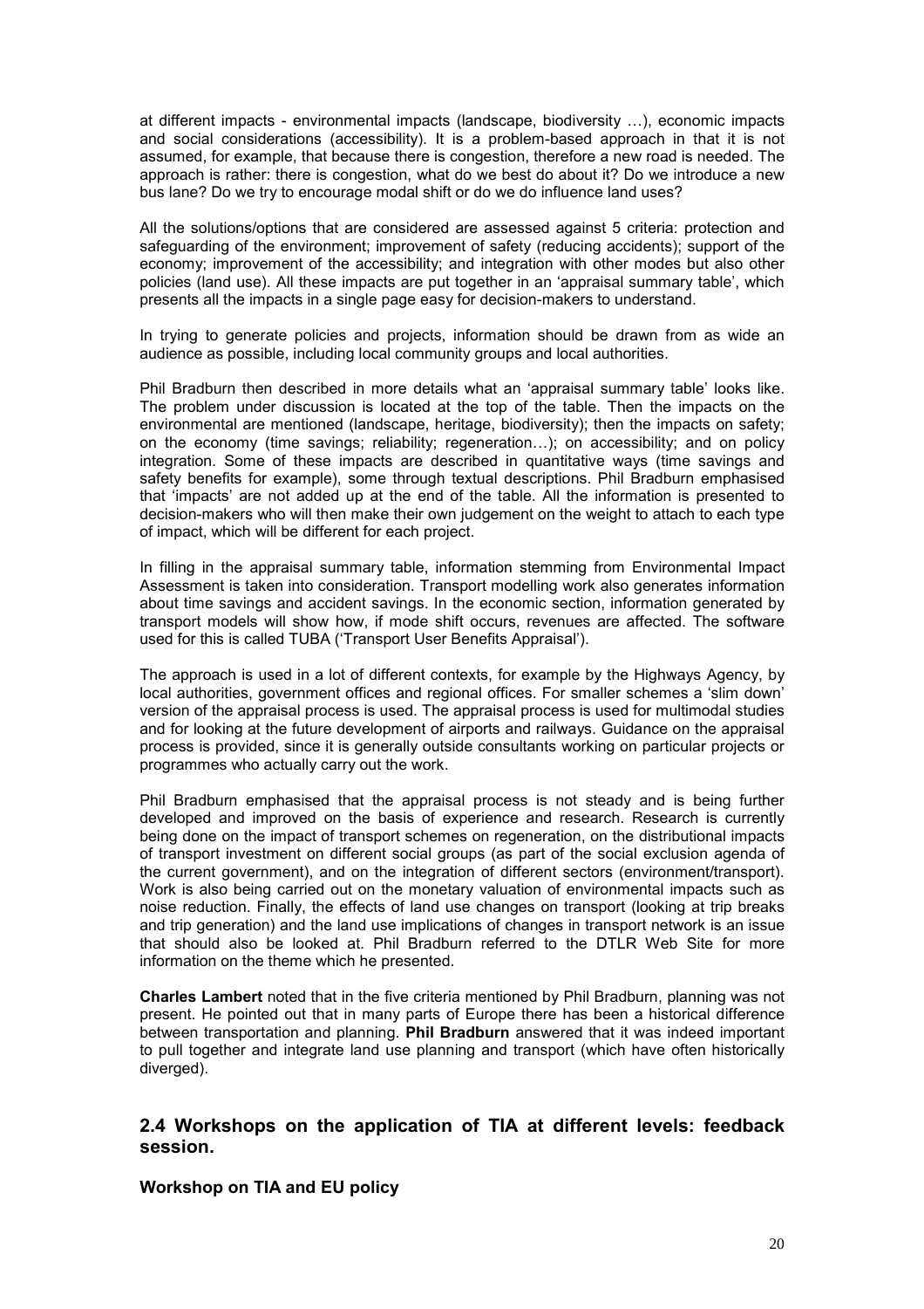at different impacts - environmental impacts (landscape, biodiversity …), economic impacts and social considerations (accessibility). It is a problem-based approach in that it is not assumed, for example, that because there is congestion, therefore a new road is needed. The approach is rather: there is congestion, what do we best do about it? Do we introduce a new bus lane? Do we try to encourage modal shift or do we do influence land uses?

All the solutions/options that are considered are assessed against 5 criteria: protection and safeguarding of the environment; improvement of safety (reducing accidents); support of the economy; improvement of the accessibility; and integration with other modes but also other policies (land use). All these impacts are put together in an 'appraisal summary table', which presents all the impacts in a single page easy for decision-makers to understand.

In trying to generate policies and projects, information should be drawn from as wide an audience as possible, including local community groups and local authorities.

Phil Bradburn then described in more details what an 'appraisal summary table' looks like. The problem under discussion is located at the top of the table. Then the impacts on the environmental are mentioned (landscape, heritage, biodiversity); then the impacts on safety; on the economy (time savings; reliability; regeneration…); on accessibility; and on policy integration. Some of these impacts are described in quantitative ways (time savings and safety benefits for example), some through textual descriptions. Phil Bradburn emphasised that 'impacts' are not added up at the end of the table. All the information is presented to decision-makers who will then make their own judgement on the weight to attach to each type of impact, which will be different for each project.

In filling in the appraisal summary table, information stemming from Environmental Impact Assessment is taken into consideration. Transport modelling work also generates information about time savings and accident savings. In the economic section, information generated by transport models will show how, if mode shift occurs, revenues are affected. The software used for this is called TUBA ('Transport User Benefits Appraisal').

The approach is used in a lot of different contexts, for example by the Highways Agency, by local authorities, government offices and regional offices. For smaller schemes a 'slim down' version of the appraisal process is used. The appraisal process is used for multimodal studies and for looking at the future development of airports and railways. Guidance on the appraisal process is provided, since it is generally outside consultants working on particular projects or programmes who actually carry out the work.

Phil Bradburn emphasised that the appraisal process is not steady and is being further developed and improved on the basis of experience and research. Research is currently being done on the impact of transport schemes on regeneration, on the distributional impacts of transport investment on different social groups (as part of the social exclusion agenda of the current government), and on the integration of different sectors (environment/transport). Work is also being carried out on the monetary valuation of environmental impacts such as noise reduction. Finally, the effects of land use changes on transport (looking at trip breaks and trip generation) and the land use implications of changes in transport network is an issue that should also be looked at. Phil Bradburn referred to the DTLR Web Site for more information on the theme which he presented.

**Charles Lambert** noted that in the five criteria mentioned by Phil Bradburn, planning was not present. He pointed out that in many parts of Europe there has been a historical difference between transportation and planning. **Phil Bradburn** answered that it was indeed important to pull together and integrate land use planning and transport (which have often historically diverged).

## 2.4 Workshops on the application of TIA at different levels: feedback session.

**Workshop on TIA and EU policy**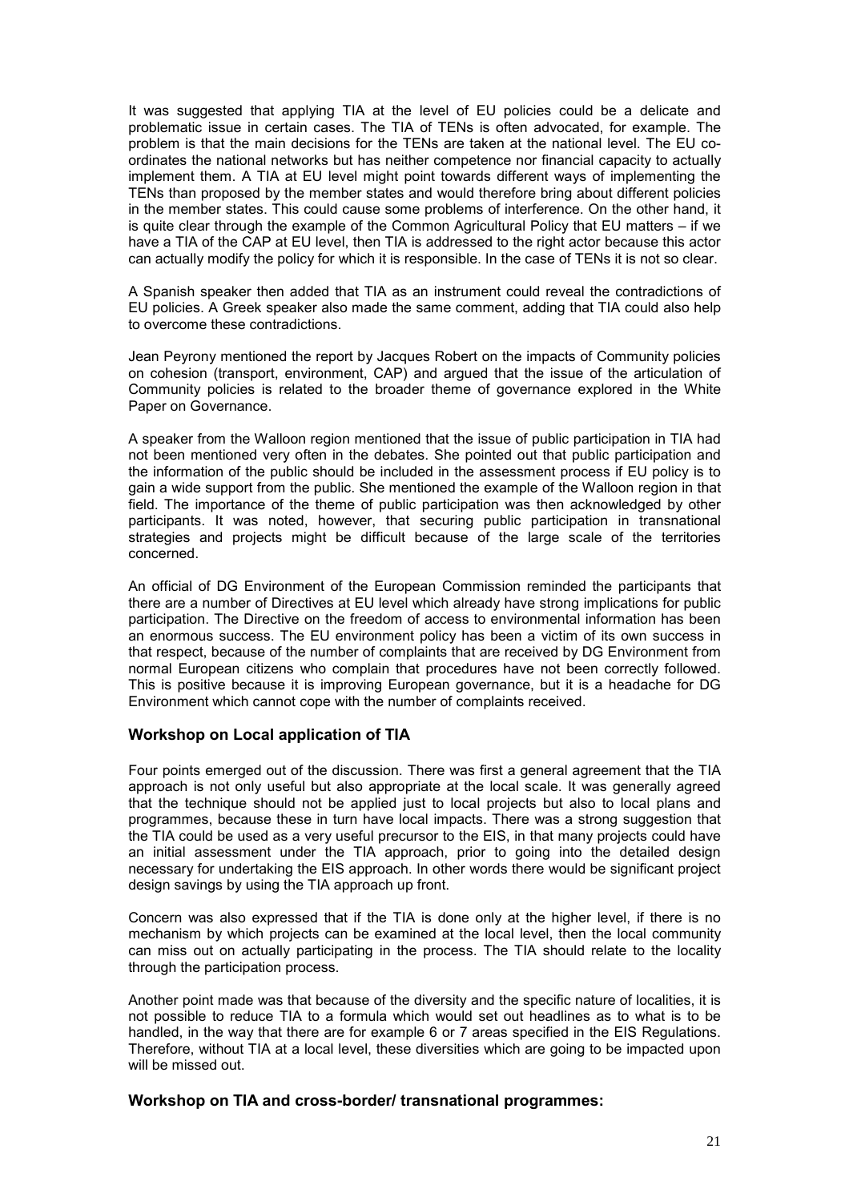It was suggested that applying TIA at the level of EU policies could be a delicate and problematic issue in certain cases. The TIA of TENs is often advocated, for example. The problem is that the main decisions for the TENs are taken at the national level. The EU co-ordinates the national networks but has neither competence nor financial capacity to actually implement them. A TIA at EU level might point towards different ways of implementing the TENs than proposed by the member states and would therefore bring about different policies in the member states. This could cause some problems of interference. On the other hand, it is quite clear through the example of the Common Agricultural Policy that EU matters – if we have a TIA of the CAP at EU level, then TIA is addressed to the right actor because this actor can actually modify the policy for which it is responsible. In the case of TENs it is not so clear.

A Spanish speaker then added that TIA as an instrument could reveal the contradictions of EU policies. A Greek speaker also made the same comment, adding that TIA could also help to overcome these contradictions.

Jean Peyrony mentioned the report by Jacques Robert on the impacts of Community policies on cohesion (transport, environment, CAP) and argued that the issue of the articulation of Community policies is related to the broader theme of governance explored in the White Paper on Governance.

A speaker from the Walloon region mentioned that the issue of public participation in TIA had not been mentioned very often in the debates. She pointed out that public participation and the information of the public should be included in the assessment process if EU policy is to gain a wide support from the public. She mentioned the example of the Walloon region in that field. The importance of the theme of public participation was then acknowledged by other participants. It was noted, however, that securing public participation in transnational strategies and projects might be difficult because of the large scale of the territories concerned.

An official of DG Environment of the European Commission reminded the participants that there are a number of Directives at EU level which already have strong implications for public participation. The Directive on the freedom of access to environmental information has been an enormous success. The EU environment policy has been a victim of its own success in that respect, because of the number of complaints that are received by DG Environment from normal European citizens who complain that procedures have not been correctly followed. This is positive because it is improving European governance, but it is a headache for DG Environment which cannot cope with the number of complaints received.

### Workshop on Local application of TIA

Four points emerged out of the discussion. There was first a general agreement that the TIA approach is not only useful but also appropriate at the local scale. It was generally agreed that the technique should not be applied just to local projects but also to local plans and programmes, because these in turn have local impacts. There was a strong suggestion that the TIA could be used as a very useful precursor to the EIS, in that many projects could have an initial assessment under the TIA approach, prior to going into the detailed design necessary for undertaking the EIS approach. In other words there would be significant project design savings by using the TIA approach up front.

Concern was also expressed that if the TIA is done only at the higher level, if there is no mechanism by which projects can be examined at the local level, then the local community can miss out on actually participating in the process. The TIA should relate to the locality through the participation process.

Another point made was that because of the diversity and the specific nature of localities, it is not possible to reduce TIA to a formula which would set out headlines as to what is to be handled, in the way that there are for example 6 or 7 areas specified in the EIS Regulations. Therefore, without TIA at a local level, these diversities which are going to be impacted upon will be missed out.

### Workshop on TIA and cross-border/ transnational programmes: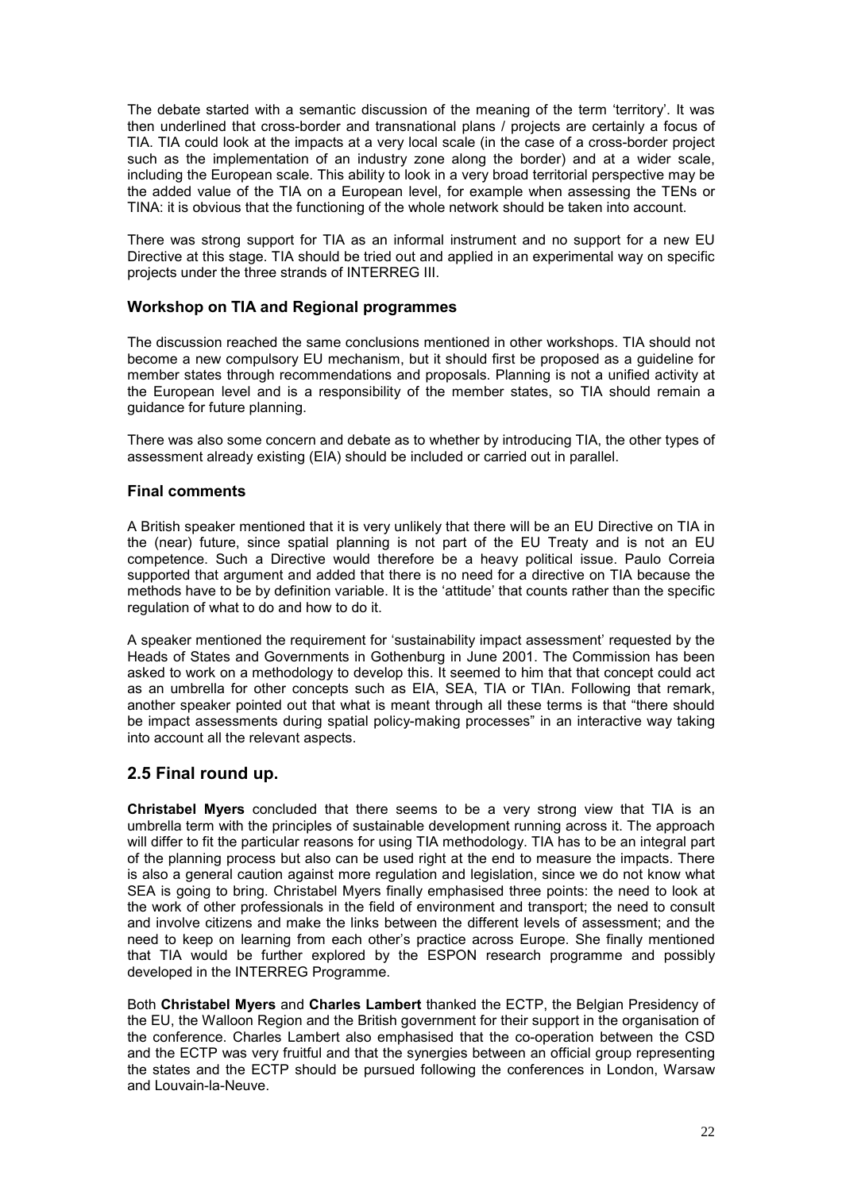The debate started with a semantic discussion of the meaning of the term 'territory'. It was then underlined that cross-border and transnational plans / projects are certainly a focus of TIA. TIA could look at the impacts at a very local scale (in the case of a cross-border project such as the implementation of an industry zone along the border) and at a wider scale, including the European scale. This ability to look in a very broad territorial perspective may be the added value of the TIA on a European level, for example when assessing the TENs or TINA: it is obvious that the functioning of the whole network should be taken into account.

There was strong support for TIA as an informal instrument and no support for a new EU Directive at this stage. TIA should be tried out and applied in an experimental way on specific projects under the three strands of INTERREG III.

### Workshop on TIA and Regional programmes

The discussion reached the same conclusions mentioned in other workshops. TIA should not become a new compulsory EU mechanism, but it should first be proposed as a guideline for member states through recommendations and proposals. Planning is not a unified activity at the European level and is a responsibility of the member states, so TIA should remain a guidance for future planning.

There was also some concern and debate as to whether by introducing TIA, the other types of assessment already existing (EIA) should be included or carried out in parallel.

### Final comments

A British speaker mentioned that it is very unlikely that there will be an EU Directive on TIA in the (near) future, since spatial planning is not part of the EU Treaty and is not an EU competence. Such a Directive would therefore be a heavy political issue. Paulo Correia supported that argument and added that there is no need for a directive on TIA because the methods have to be by definition variable. It is the 'attitude' that counts rather than the specific regulation of what to do and how to do it.

A speaker mentioned the requirement for 'sustainability impact assessment' requested by the Heads of States and Governments in Gothenburg in June 2001. The Commission has been asked to work on a methodology to develop this. It seemed to him that that concept could act as an umbrella for other concepts such as EIA, SEA, TIA or TIAn. Following that remark, another speaker pointed out that what is meant through all these terms is that "there should be impact assessments during spatial policy-making processes" in an interactive way taking into account all the relevant aspects.

## 2.5 Final round up.

**Christabel Myers** concluded that there seems to be a very strong view that TIA is an umbrella term with the principles of sustainable development running across it. The approach will differ to fit the particular reasons for using TIA methodology. TIA has to be an integral part of the planning process but also can be used right at the end to measure the impacts. There is also a general caution against more regulation and legislation, since we do not know what SEA is going to bring. Christabel Myers finally emphasised three points: the need to look at the work of other professionals in the field of environment and transport; the need to consult and involve citizens and make the links between the different levels of assessment; and the need to keep on learning from each other's practice across Europe. She finally mentioned that TIA would be further explored by the ESPON research programme and possibly developed in the INTERREG Programme.

Both **Christabel Myers** and **Charles Lambert** thanked the ECTP, the Belgian Presidency of the EU, the Walloon Region and the British government for their support in the organisation of the conference. Charles Lambert also emphasised that the co-operation between the CSD and the ECTP was very fruitful and that the synergies between an official group representing the states and the ECTP should be pursued following the conferences in London, Warsaw and Louvain-la-Neuve.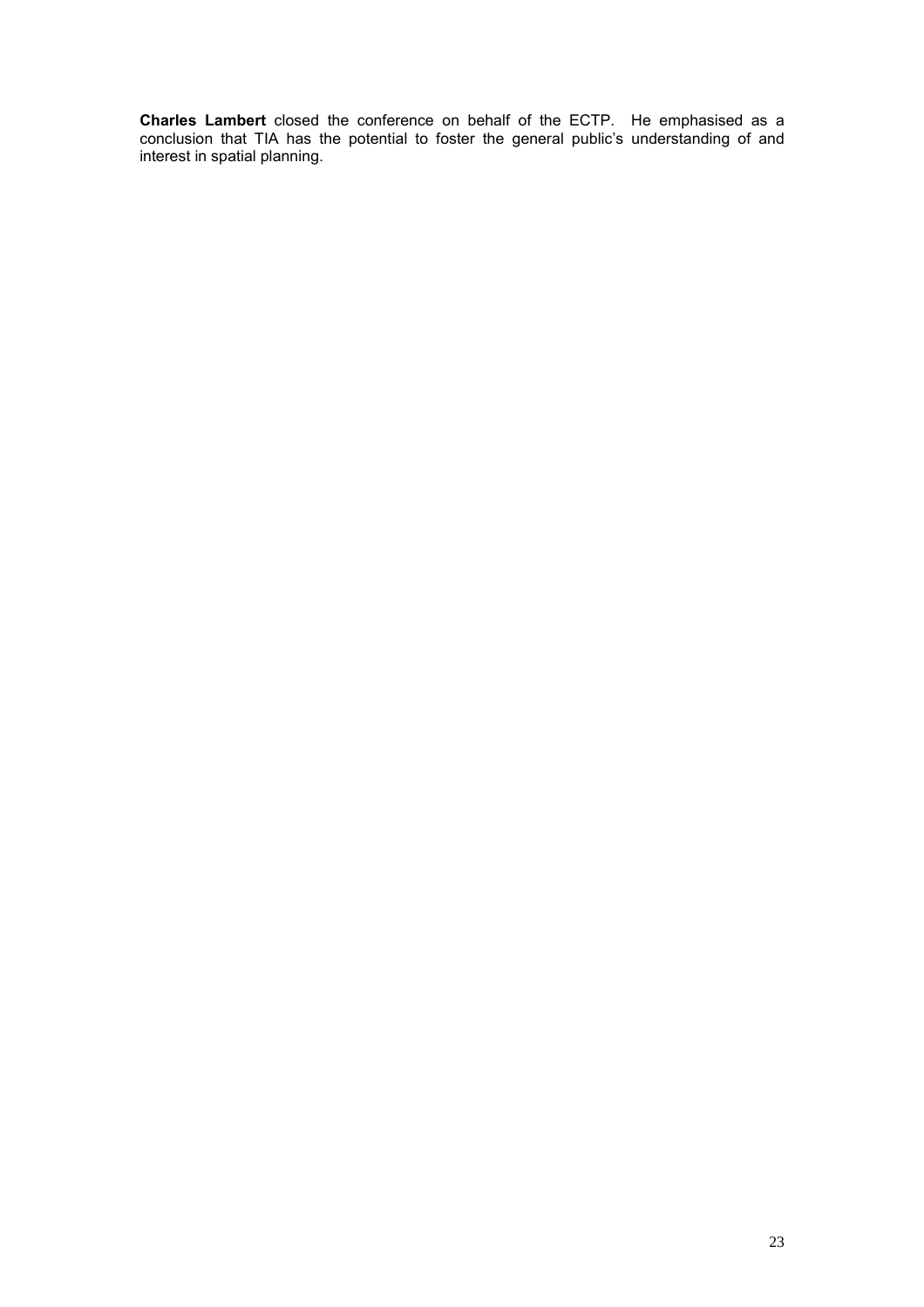**Charles Lambert** closed the conference on behalf of the ECTP. He emphasised as a conclusion that TIA has the potential to foster the general public's understanding of and interest in spatial planning.